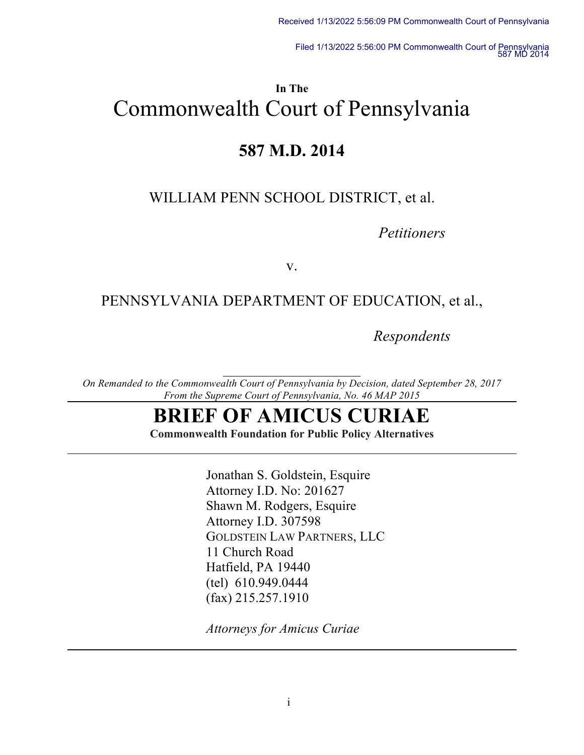Received 1/13/2022 5:56:09 PM Commonwealth Court of Pennsylvania

Filed 1/13/2022 5:56:00 PM Commonwealth Court of Pennsylvania
587 MD 2014

**In The**

# Commonwealth Court of Pennsylvania

## 587 M.D. 2014

WILLIAM PENN SCHOOL DISTRICT, et al.

*Petitioners*

v.

PENNSYLVANIA DEPARTMENT OF EDUCATION, et al.,

*Respondents*

---

*On Remanded to the Commonwealth Court of Pennsylvania by Decision, dated September 28, 2017*
*From the Supreme Court of Pennsylvania, No. 46 MAP 2015*

# BRIEF OF AMICUS CURIAE

**Commonwealth Foundation for Public Policy Alternatives**

---

Jonathan S. Goldstein, Esquire
Attorney I.D. No: 201627
Shawn M. Rodgers, Esquire
Attorney I.D. 307598
GOLDSTEIN LAW PARTNERS, LLC
11 Church Road
Hatfield, PA 19440
(tel) 610.949.0444
(fax) 215.257.1910

*Attorneys for Amicus Curiae*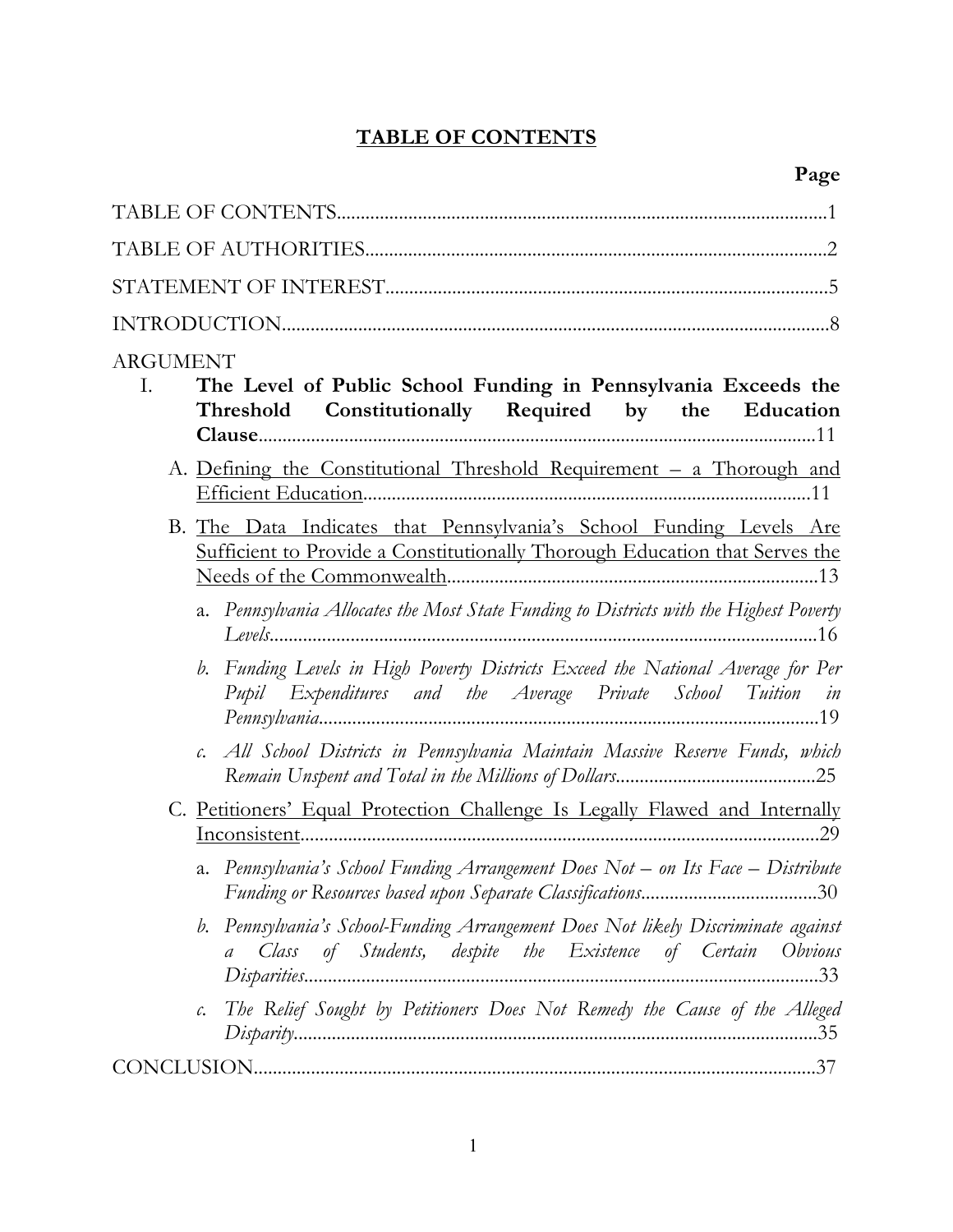# TABLE OF CONTENTS

**Page**

TABLE OF CONTENTS .......... 1

TABLE OF AUTHORITIES .......... 2

STATEMENT OF INTEREST .......... 5

INTRODUCTION .......... 8

ARGUMENT

I. **The Level of Public School Funding in Pennsylvania Exceeds the Threshold Constitutionally Required by the Education Clause** .......... 11

   A. Defining the Constitutional Threshold Requirement – a Thorough and Efficient Education .......... 11

   B. The Data Indicates that Pennsylvania's School Funding Levels Are Sufficient to Provide a Constitutionally Thorough Education that Serves the Needs of the Commonwealth .......... 13

      a. *Pennsylvania Allocates the Most State Funding to Districts with the Highest Poverty Levels* .......... 16

      *b. Funding Levels in High Poverty Districts Exceed the National Average for Per Pupil Expenditures and the Average Private School Tuition in Pennsylvania* .......... 19

      *c. All School Districts in Pennsylvania Maintain Massive Reserve Funds, which Remain Unspent and Total in the Millions of Dollars* .......... 25

   C. Petitioners' Equal Protection Challenge Is Legally Flawed and Internally Inconsistent .......... 29

      a. *Pennsylvania's School Funding Arrangement Does Not – on Its Face – Distribute Funding or Resources based upon Separate Classifications* .......... 30

      *b. Pennsylvania's School-Funding Arrangement Does Not likely Discriminate against a Class of Students, despite the Existence of Certain Obvious Disparities* .......... 33

      *c. The Relief Sought by Petitioners Does Not Remedy the Cause of the Alleged Disparity* .......... 35

CONCLUSION .......... 37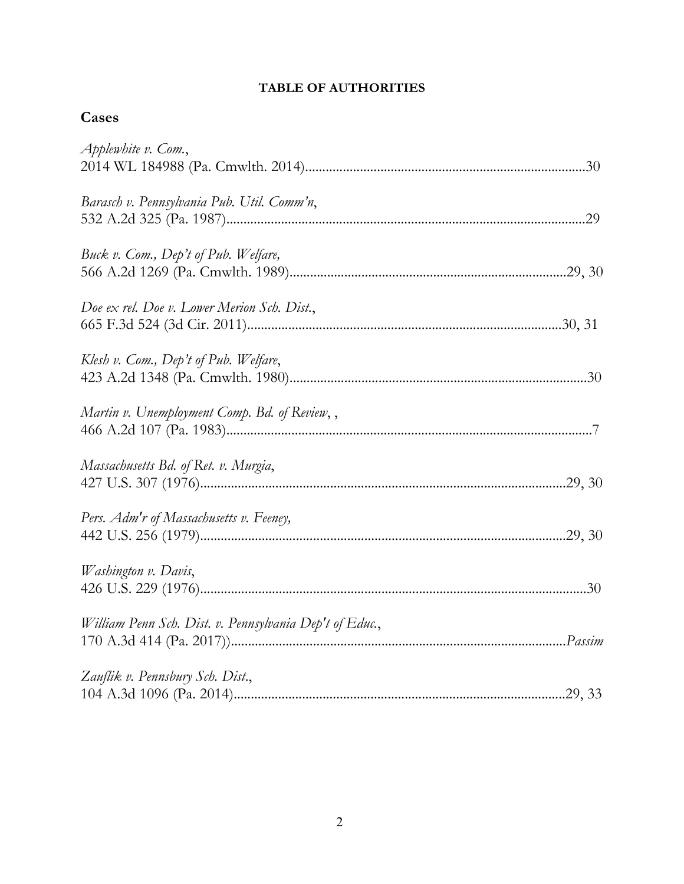**TABLE OF AUTHORITIES**

## Cases

*Applewhite v. Com.*,
2014 WL 184988 (Pa. Cmwlth. 2014)....................................................................................30

*Barasch v. Pennsylvania Pub. Util. Comm'n*,
532 A.2d 325 (Pa. 1987)..........................................................................................................29

*Buck v. Com., Dep't of Pub. Welfare,*
566 A.2d 1269 (Pa. Cmwlth. 1989)...................................................................................29, 30

*Doe ex rel. Doe v. Lower Merion Sch. Dist.*,
665 F.3d 524 (3d Cir. 2011)..............................................................................................30, 31

*Klesh v. Com., Dep't of Pub. Welfare*,
423 A.2d 1348 (Pa. Cmwlth. 1980).........................................................................................30

*Martin v. Unemployment Comp. Bd. of Review*, ,
466 A.2d 107 (Pa. 1983)............................................................................................................7

*Massachusetts Bd. of Ret. v. Murgia*,
427 U.S. 307 (1976)...........................................................................................................29, 30

*Pers. Adm'r of Massachusetts v. Feeney,*
442 U.S. 256 (1979)...........................................................................................................29, 30

*Washington v. Davis*,
426 U.S. 229 (1976).................................................................................................................30

*William Penn Sch. Dist. v. Pennsylvania Dep't of Educ.*,
170 A.3d 414 (Pa. 2017))..................................................................................................*Passim*

*Zauflik v. Pennsbury Sch. Dist.*,
104 A.3d 1096 (Pa. 2014)..................................................................................................29, 33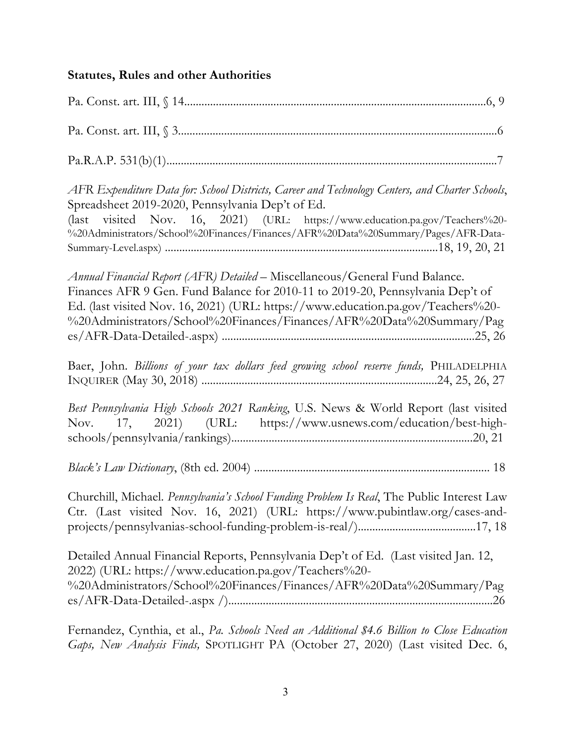**Statutes, Rules and other Authorities**

Pa. Const. art. III, § 14........................................................................................................6, 9

Pa. Const. art. III, § 3.............................................................................................................6

Pa.R.A.P. 531(b)(1).................................................................................................................7

*AFR Expenditure Data for: School Districts, Career and Technology Centers, and Charter Schools*, Spreadsheet 2019-2020, Pennsylvania Dep't of Ed. (last visited Nov. 16, 2021) (URL: https://www.education.pa.gov/Teachers%20-%20Administrators/School%20Finances/Finances/AFR%20Data%20Summary/Pages/AFR-Data-Summary-Level.aspx) ..............................................................................................18, 19, 20, 21

*Annual Financial Report (AFR) Detailed* – Miscellaneous/General Fund Balance. Finances AFR 9 Gen. Fund Balance for 2010-11 to 2019-20, Pennsylvania Dep't of Ed. (last visited Nov. 16, 2021) (URL: https://www.education.pa.gov/Teachers%20-%20Administrators/School%20Finances/Finances/AFR%20Data%20Summary/Pages/AFR-Data-Detailed-.aspx) .......................................................................................25, 26

Baer, John. *Billions of your tax dollars feed growing school reserve funds,* PHILADELPHIA INQUIRER (May 30, 2018) ................................................................................24, 25, 26, 27

*Best Pennsylvania High Schools 2021 Ranking*, U.S. News & World Report (last visited Nov. 17, 2021) (URL: https://www.usnews.com/education/best-high-schools/pennsylvania/rankings)...................................................................................20, 21

*Black's Law Dictionary*, (8th ed. 2004) ................................................................................. 18

Churchill, Michael. *Pennsylvania's School Funding Problem Is Real*, The Public Interest Law Ctr. (Last visited Nov. 16, 2021) (URL: https://www.pubintlaw.org/cases-and-projects/pennsylvanias-school-funding-problem-is-real/).........................................17, 18

Detailed Annual Financial Reports, Pennsylvania Dep't of Ed. (Last visited Jan. 12, 2022) (URL: https://www.education.pa.gov/Teachers%20-%20Administrators/School%20Finances/Finances/AFR%20Data%20Summary/Pages/AFR-Data-Detailed-.aspx /)..........................................................................................26

Fernandez, Cynthia, et al., *Pa. Schools Need an Additional $4.6 Billion to Close Education Gaps, New Analysis Finds,* SPOTLIGHT PA (October 27, 2020) (Last visited Dec. 6,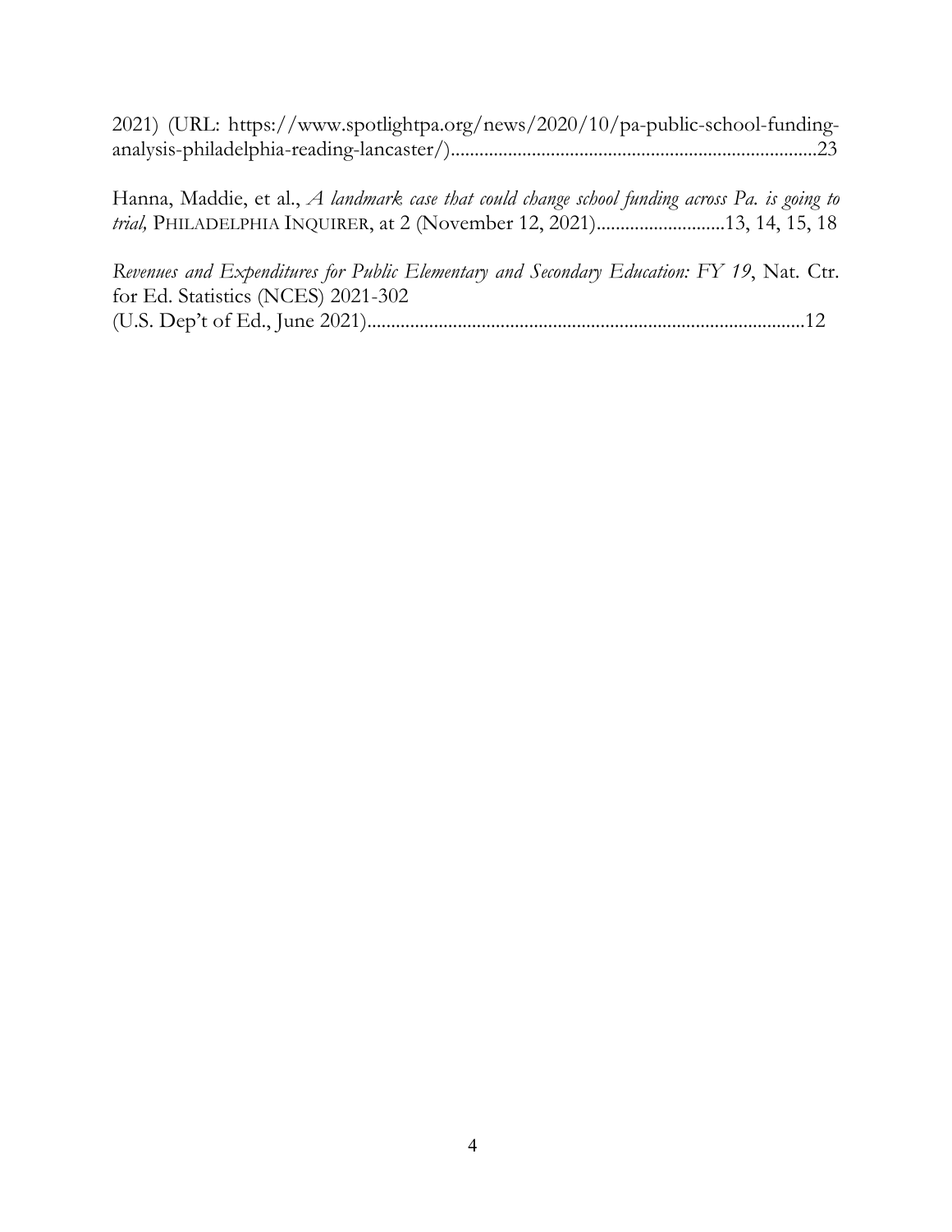2021) (URL: https://www.spotlightpa.org/news/2020/10/pa-public-school-funding-analysis-philadelphia-reading-lancaster/)...........................................................................23

Hanna, Maddie, et al., *A landmark case that could change school funding across Pa. is going to trial,* PHILADELPHIA INQUIRER, at 2 (November 12, 2021)...........................13, 14, 15, 18

*Revenues and Expenditures for Public Elementary and Secondary Education: FY 19*, Nat. Ctr. for Ed. Statistics (NCES) 2021-302
(U.S. Dep't of Ed., June 2021)...........................................................................................12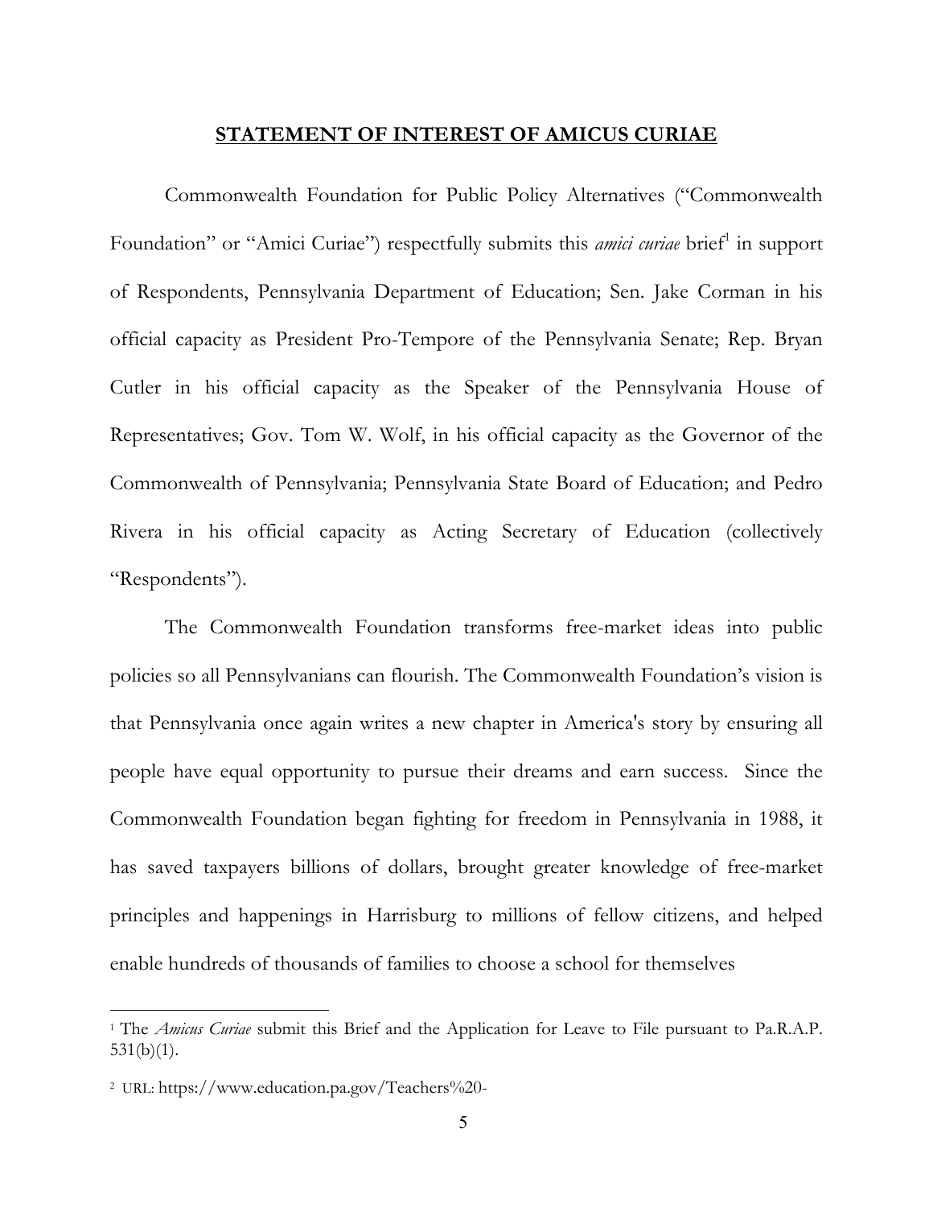## STATEMENT OF INTEREST OF AMICUS CURIAE

Commonwealth Foundation for Public Policy Alternatives ("Commonwealth Foundation" or "Amici Curiae") respectfully submits this *amici curiae* brief[1] in support of Respondents, Pennsylvania Department of Education; Sen. Jake Corman in his official capacity as President Pro-Tempore of the Pennsylvania Senate; Rep. Bryan Cutler in his official capacity as the Speaker of the Pennsylvania House of Representatives; Gov. Tom W. Wolf, in his official capacity as the Governor of the Commonwealth of Pennsylvania; Pennsylvania State Board of Education; and Pedro Rivera in his official capacity as Acting Secretary of Education (collectively "Respondents").

The Commonwealth Foundation transforms free-market ideas into public policies so all Pennsylvanians can flourish. The Commonwealth Foundation's vision is that Pennsylvania once again writes a new chapter in America's story by ensuring all people have equal opportunity to pursue their dreams and earn success. Since the Commonwealth Foundation began fighting for freedom in Pennsylvania in 1988, it has saved taxpayers billions of dollars, brought greater knowledge of free-market principles and happenings in Harrisburg to millions of fellow citizens, and helped enable hundreds of thousands of families to choose a school for themselves

---

[1] The *Amicus Curiae* submit this Brief and the Application for Leave to File pursuant to Pa.R.A.P. 531(b)(1).

[2] URL: https://www.education.pa.gov/Teachers%20-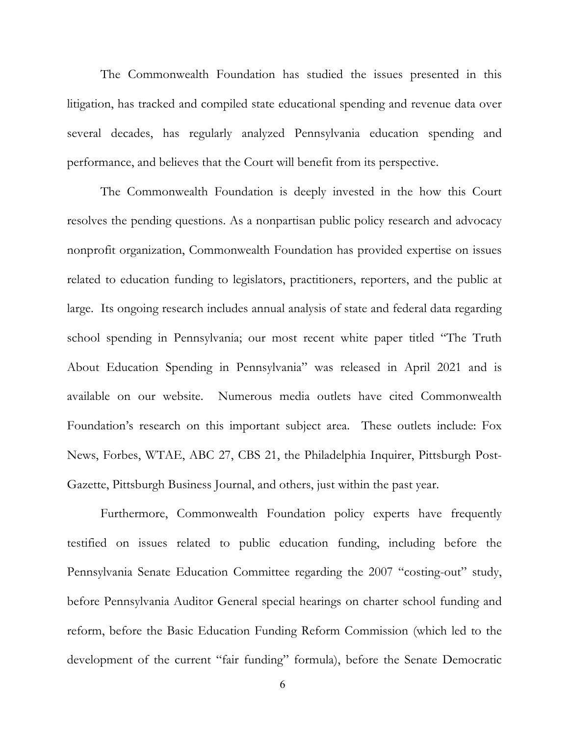The Commonwealth Foundation has studied the issues presented in this litigation, has tracked and compiled state educational spending and revenue data over several decades, has regularly analyzed Pennsylvania education spending and performance, and believes that the Court will benefit from its perspective.

The Commonwealth Foundation is deeply invested in the how this Court resolves the pending questions. As a nonpartisan public policy research and advocacy nonprofit organization, Commonwealth Foundation has provided expertise on issues related to education funding to legislators, practitioners, reporters, and the public at large. Its ongoing research includes annual analysis of state and federal data regarding school spending in Pennsylvania; our most recent white paper titled "The Truth About Education Spending in Pennsylvania" was released in April 2021 and is available on our website. Numerous media outlets have cited Commonwealth Foundation's research on this important subject area. These outlets include: Fox News, Forbes, WTAE, ABC 27, CBS 21, the Philadelphia Inquirer, Pittsburgh Post-Gazette, Pittsburgh Business Journal, and others, just within the past year.

Furthermore, Commonwealth Foundation policy experts have frequently testified on issues related to public education funding, including before the Pennsylvania Senate Education Committee regarding the 2007 "costing-out" study, before Pennsylvania Auditor General special hearings on charter school funding and reform, before the Basic Education Funding Reform Commission (which led to the development of the current "fair funding" formula), before the Senate Democratic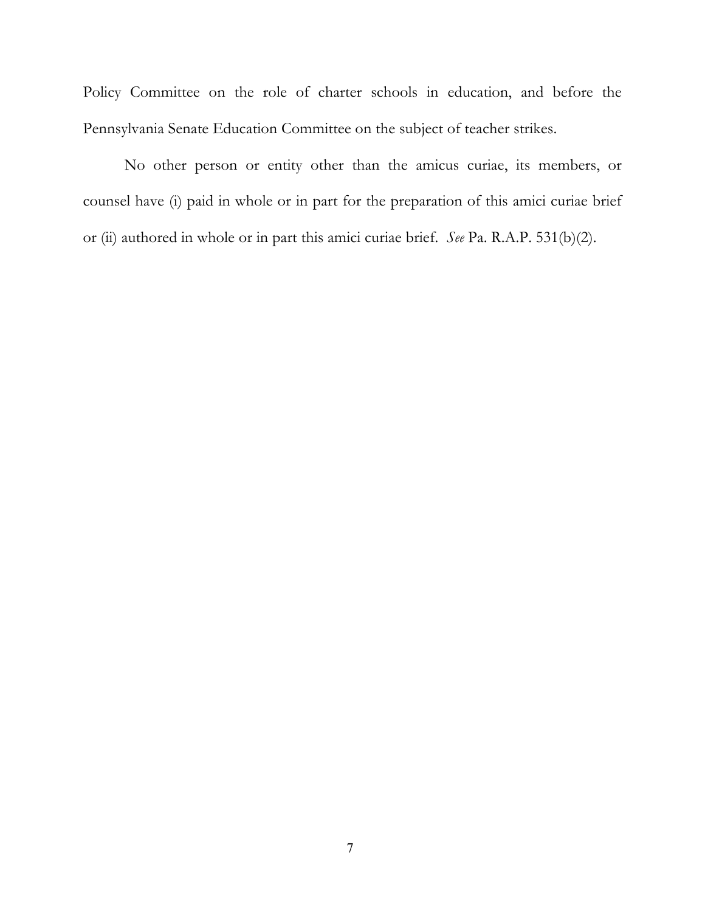Policy Committee on the role of charter schools in education, and before the Pennsylvania Senate Education Committee on the subject of teacher strikes.

No other person or entity other than the amicus curiae, its members, or counsel have (i) paid in whole or in part for the preparation of this amici curiae brief or (ii) authored in whole or in part this amici curiae brief. *See* Pa. R.A.P. 531(b)(2).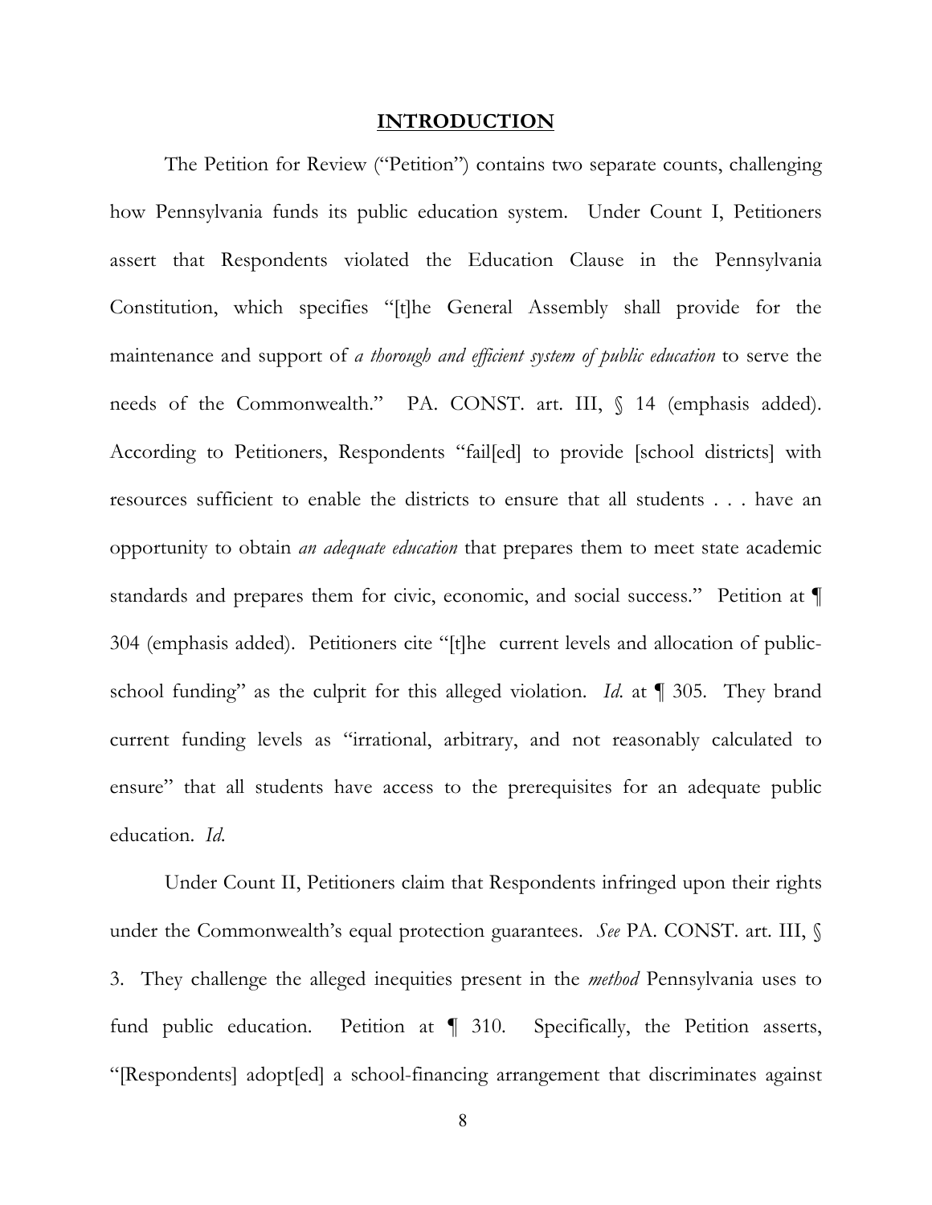## INTRODUCTION

The Petition for Review ("Petition") contains two separate counts, challenging how Pennsylvania funds its public education system. Under Count I, Petitioners assert that Respondents violated the Education Clause in the Pennsylvania Constitution, which specifies "[t]he General Assembly shall provide for the maintenance and support of *a thorough and efficient system of public education* to serve the needs of the Commonwealth." PA. CONST. art. III, § 14 (emphasis added). According to Petitioners, Respondents "fail[ed] to provide [school districts] with resources sufficient to enable the districts to ensure that all students . . . have an opportunity to obtain *an adequate education* that prepares them to meet state academic standards and prepares them for civic, economic, and social success." Petition at ¶ 304 (emphasis added). Petitioners cite "[t]he current levels and allocation of public-school funding" as the culprit for this alleged violation. *Id*. at ¶ 305. They brand current funding levels as "irrational, arbitrary, and not reasonably calculated to ensure" that all students have access to the prerequisites for an adequate public education. *Id*.

Under Count II, Petitioners claim that Respondents infringed upon their rights under the Commonwealth's equal protection guarantees. *See* PA. CONST. art. III, § 3. They challenge the alleged inequities present in the *method* Pennsylvania uses to fund public education. Petition at ¶ 310. Specifically, the Petition asserts, "[Respondents] adopt[ed] a school-financing arrangement that discriminates against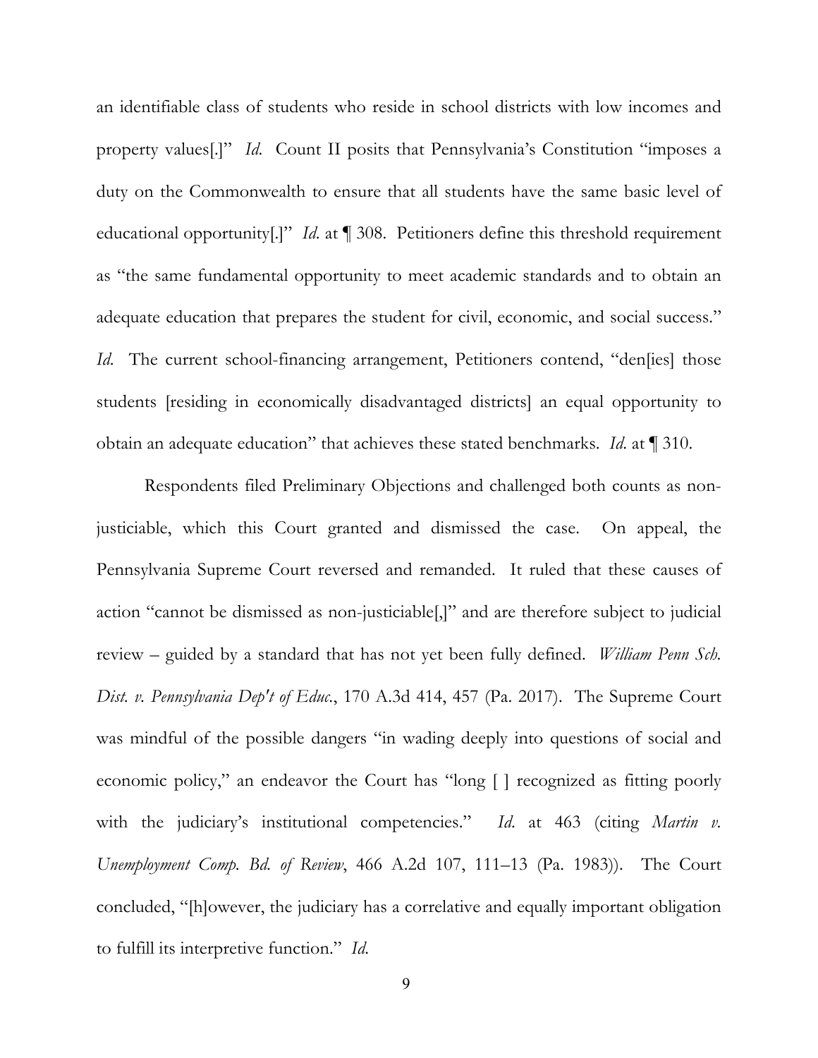an identifiable class of students who reside in school districts with low incomes and property values[.]" *Id.* Count II posits that Pennsylvania's Constitution "imposes a duty on the Commonwealth to ensure that all students have the same basic level of educational opportunity[.]" *Id.* at ¶ 308. Petitioners define this threshold requirement as "the same fundamental opportunity to meet academic standards and to obtain an adequate education that prepares the student for civil, economic, and social success." *Id.* The current school-financing arrangement, Petitioners contend, "den[ies] those students [residing in economically disadvantaged districts] an equal opportunity to obtain an adequate education" that achieves these stated benchmarks. *Id.* at ¶ 310.

Respondents filed Preliminary Objections and challenged both counts as non-justiciable, which this Court granted and dismissed the case. On appeal, the Pennsylvania Supreme Court reversed and remanded. It ruled that these causes of action "cannot be dismissed as non-justiciable[,]" and are therefore subject to judicial review – guided by a standard that has not yet been fully defined. *William Penn Sch. Dist. v. Pennsylvania Dep't of Educ.*, 170 A.3d 414, 457 (Pa. 2017). The Supreme Court was mindful of the possible dangers "in wading deeply into questions of social and economic policy," an endeavor the Court has "long [ ] recognized as fitting poorly with the judiciary's institutional competencies." *Id.* at 463 (citing *Martin v. Unemployment Comp. Bd. of Review*, 466 A.2d 107, 111–13 (Pa. 1983)). The Court concluded, "[h]owever, the judiciary has a correlative and equally important obligation to fulfill its interpretive function." *Id.*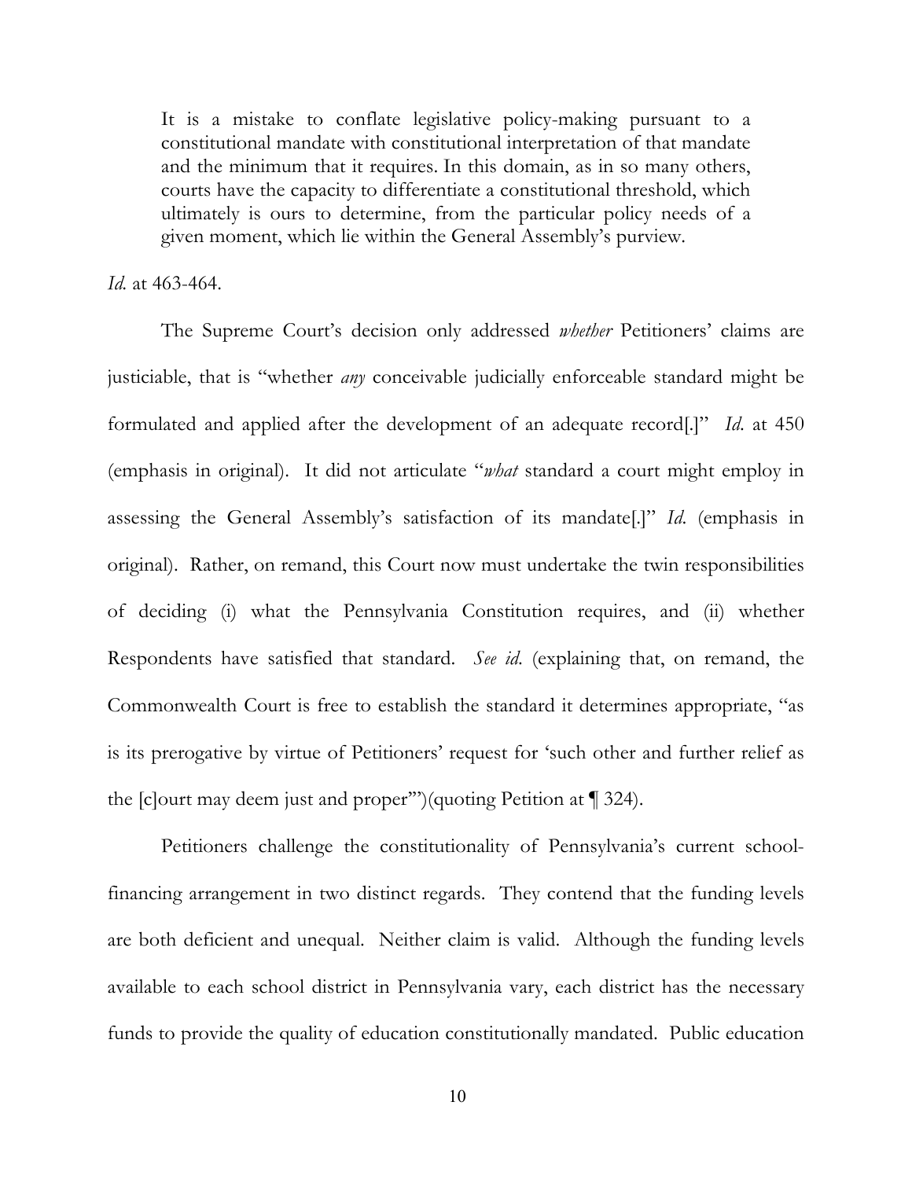> It is a mistake to conflate legislative policy-making pursuant to a constitutional mandate with constitutional interpretation of that mandate and the minimum that it requires. In this domain, as in so many others, courts have the capacity to differentiate a constitutional threshold, which ultimately is ours to determine, from the particular policy needs of a given moment, which lie within the General Assembly's purview.

*Id.* at 463-464.

The Supreme Court's decision only addressed *whether* Petitioners' claims are justiciable, that is "whether *any* conceivable judicially enforceable standard might be formulated and applied after the development of an adequate record[.]" *Id.* at 450 (emphasis in original). It did not articulate "*what* standard a court might employ in assessing the General Assembly's satisfaction of its mandate[.]" *Id.* (emphasis in original). Rather, on remand, this Court now must undertake the twin responsibilities of deciding (i) what the Pennsylvania Constitution requires, and (ii) whether Respondents have satisfied that standard. *See id.* (explaining that, on remand, the Commonwealth Court is free to establish the standard it determines appropriate, "as is its prerogative by virtue of Petitioners' request for 'such other and further relief as the [c]ourt may deem just and proper'")(quoting Petition at ¶ 324).

Petitioners challenge the constitutionality of Pennsylvania's current school-financing arrangement in two distinct regards. They contend that the funding levels are both deficient and unequal. Neither claim is valid. Although the funding levels available to each school district in Pennsylvania vary, each district has the necessary funds to provide the quality of education constitutionally mandated. Public education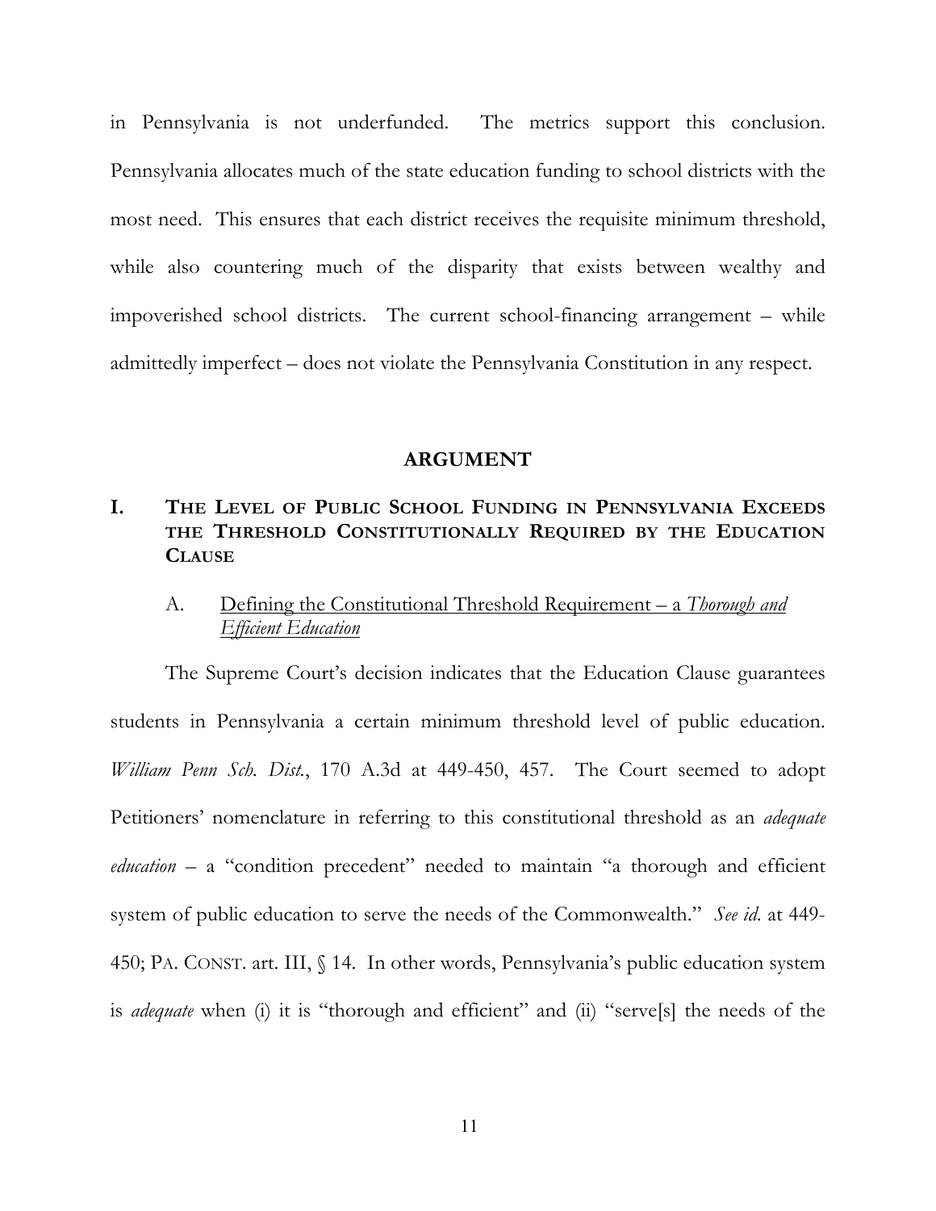in Pennsylvania is not underfunded. The metrics support this conclusion. Pennsylvania allocates much of the state education funding to school districts with the most need. This ensures that each district receives the requisite minimum threshold, while also countering much of the disparity that exists between wealthy and impoverished school districts. The current school-financing arrangement – while admittedly imperfect – does not violate the Pennsylvania Constitution in any respect.

## ARGUMENT

### I. THE LEVEL OF PUBLIC SCHOOL FUNDING IN PENNSYLVANIA EXCEEDS THE THRESHOLD CONSTITUTIONALLY REQUIRED BY THE EDUCATION CLAUSE

#### A. Defining the Constitutional Threshold Requirement – a *Thorough and Efficient Education*

The Supreme Court's decision indicates that the Education Clause guarantees students in Pennsylvania a certain minimum threshold level of public education. *William Penn Sch. Dist.*, 170 A.3d at 449-450, 457. The Court seemed to adopt Petitioners' nomenclature in referring to this constitutional threshold as an *adequate education* – a "condition precedent" needed to maintain "a thorough and efficient system of public education to serve the needs of the Commonwealth." *See id.* at 449-450; PA. CONST. art. III, § 14. In other words, Pennsylvania's public education system is *adequate* when (i) it is "thorough and efficient" and (ii) "serve[s] the needs of the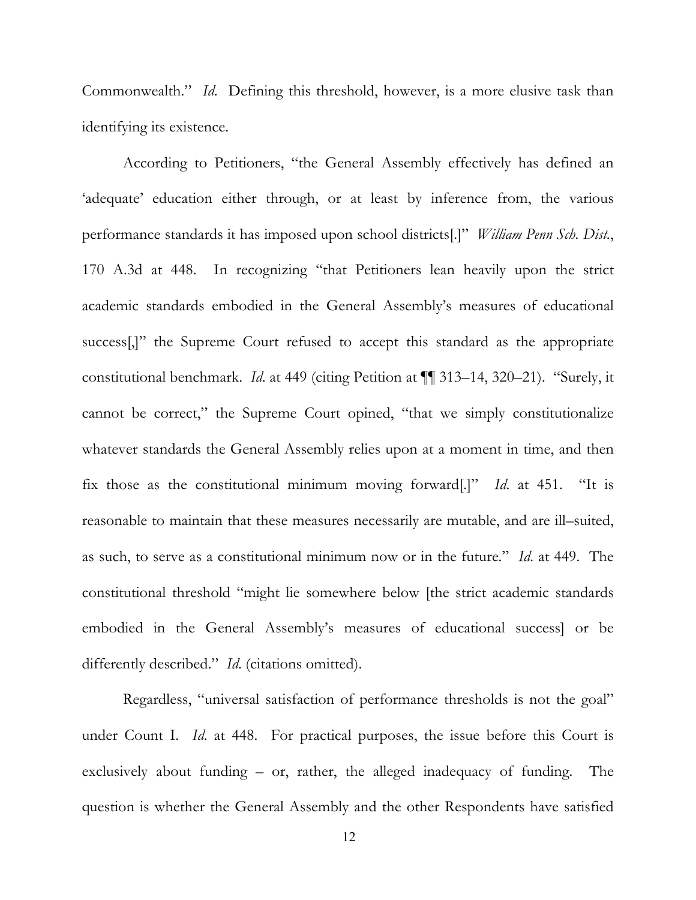Commonwealth." *Id.* Defining this threshold, however, is a more elusive task than identifying its existence.

According to Petitioners, "the General Assembly effectively has defined an 'adequate' education either through, or at least by inference from, the various performance standards it has imposed upon school districts[.]" *William Penn Sch. Dist.*, 170 A.3d at 448. In recognizing "that Petitioners lean heavily upon the strict academic standards embodied in the General Assembly's measures of educational success[,]" the Supreme Court refused to accept this standard as the appropriate constitutional benchmark. *Id.* at 449 (citing Petition at ¶¶ 313–14, 320–21). "Surely, it cannot be correct," the Supreme Court opined, "that we simply constitutionalize whatever standards the General Assembly relies upon at a moment in time, and then fix those as the constitutional minimum moving forward[.]" *Id.* at 451. "It is reasonable to maintain that these measures necessarily are mutable, and are ill–suited, as such, to serve as a constitutional minimum now or in the future." *Id.* at 449. The constitutional threshold "might lie somewhere below [the strict academic standards embodied in the General Assembly's measures of educational success] or be differently described." *Id.* (citations omitted).

Regardless, "universal satisfaction of performance thresholds is not the goal" under Count I. *Id.* at 448. For practical purposes, the issue before this Court is exclusively about funding – or, rather, the alleged inadequacy of funding. The question is whether the General Assembly and the other Respondents have satisfied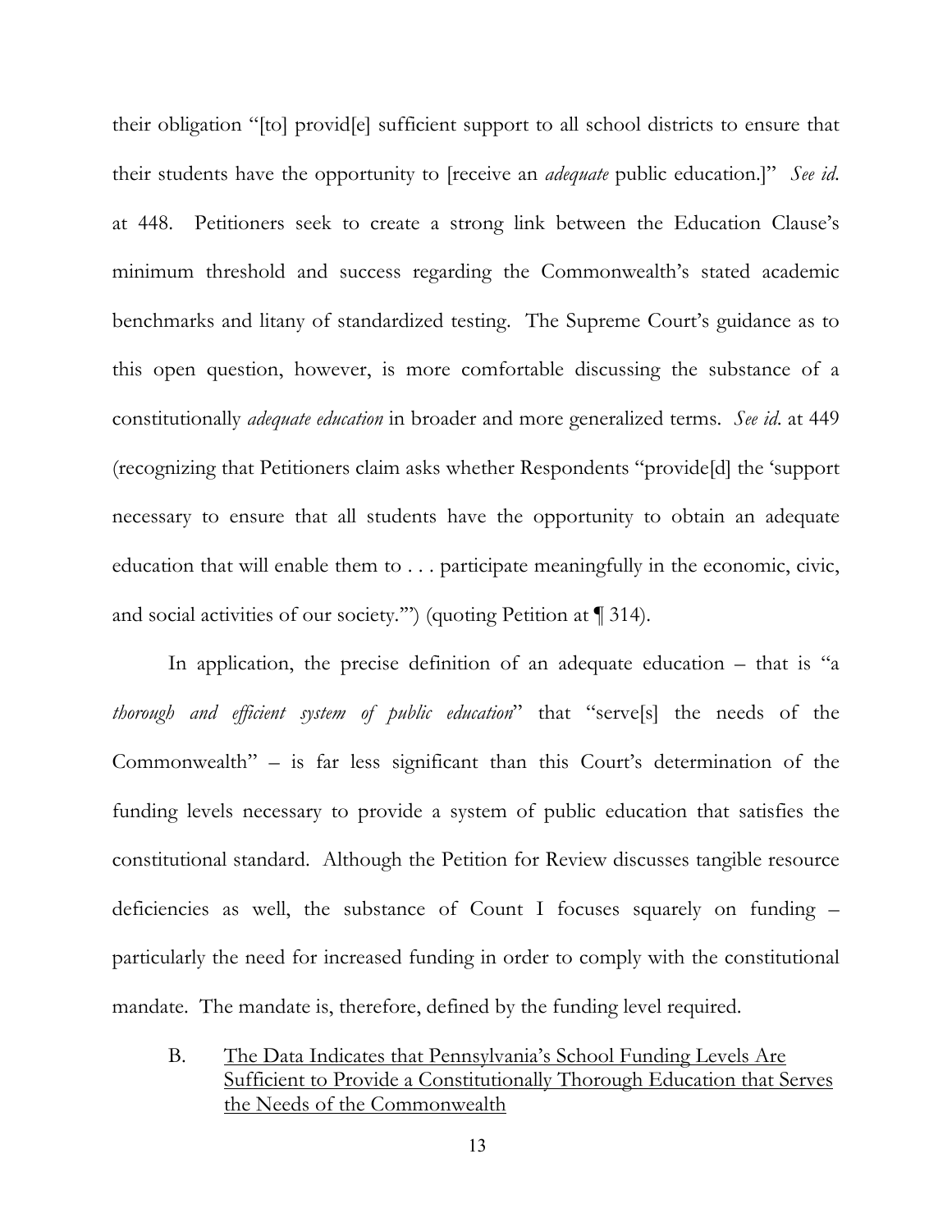their obligation "[to] provid[e] sufficient support to all school districts to ensure that their students have the opportunity to [receive an *adequate* public education.]" *See id.* at 448. Petitioners seek to create a strong link between the Education Clause's minimum threshold and success regarding the Commonwealth's stated academic benchmarks and litany of standardized testing. The Supreme Court's guidance as to this open question, however, is more comfortable discussing the substance of a constitutionally *adequate education* in broader and more generalized terms. *See id.* at 449 (recognizing that Petitioners claim asks whether Respondents "provide[d] the 'support necessary to ensure that all students have the opportunity to obtain an adequate education that will enable them to . . . participate meaningfully in the economic, civic, and social activities of our society.'") (quoting Petition at ¶ 314).

In application, the precise definition of an adequate education – that is "a *thorough and efficient system of public education*" that "serve[s] the needs of the Commonwealth" – is far less significant than this Court's determination of the funding levels necessary to provide a system of public education that satisfies the constitutional standard. Although the Petition for Review discusses tangible resource deficiencies as well, the substance of Count I focuses squarely on funding – particularly the need for increased funding in order to comply with the constitutional mandate. The mandate is, therefore, defined by the funding level required.

B. <u>The Data Indicates that Pennsylvania's School Funding Levels Are Sufficient to Provide a Constitutionally Thorough Education that Serves the Needs of the Commonwealth</u>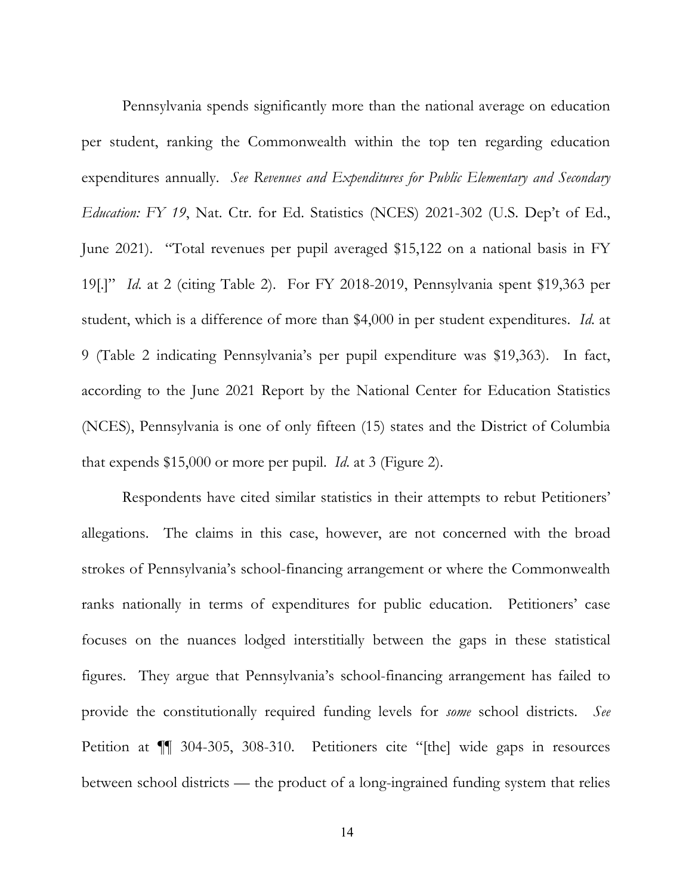Pennsylvania spends significantly more than the national average on education per student, ranking the Commonwealth within the top ten regarding education expenditures annually. *See Revenues and Expenditures for Public Elementary and Secondary Education: FY 19*, Nat. Ctr. for Ed. Statistics (NCES) 2021-302 (U.S. Dep't of Ed., June 2021). "Total revenues per pupil averaged $15,122 on a national basis in FY 19[.]" *Id.* at 2 (citing Table 2). For FY 2018-2019, Pennsylvania spent $19,363 per student, which is a difference of more than $4,000 in per student expenditures. *Id.* at 9 (Table 2 indicating Pennsylvania's per pupil expenditure was $19,363). In fact, according to the June 2021 Report by the National Center for Education Statistics (NCES), Pennsylvania is one of only fifteen (15) states and the District of Columbia that expends $15,000 or more per pupil. *Id.* at 3 (Figure 2).

Respondents have cited similar statistics in their attempts to rebut Petitioners' allegations. The claims in this case, however, are not concerned with the broad strokes of Pennsylvania's school-financing arrangement or where the Commonwealth ranks nationally in terms of expenditures for public education. Petitioners' case focuses on the nuances lodged interstitially between the gaps in these statistical figures. They argue that Pennsylvania's school-financing arrangement has failed to provide the constitutionally required funding levels for *some* school districts. *See* Petition at ¶¶ 304-305, 308-310. Petitioners cite "[the] wide gaps in resources between school districts — the product of a long-ingrained funding system that relies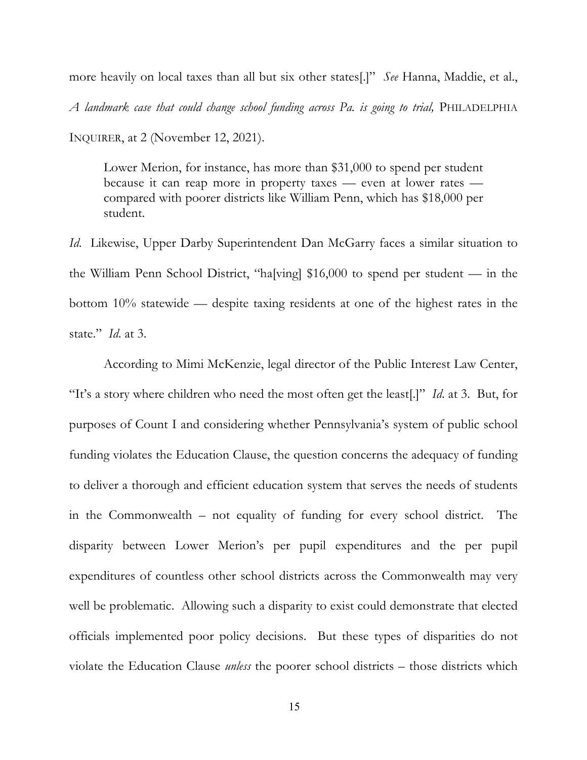more heavily on local taxes than all but six other states[.]" *See* Hanna, Maddie, et al., *A landmark case that could change school funding across Pa. is going to trial,* PHILADELPHIA INQUIRER, at 2 (November 12, 2021).

> Lower Merion, for instance, has more than $31,000 to spend per student because it can reap more in property taxes — even at lower rates — compared with poorer districts like William Penn, which has $18,000 per student.

*Id.* Likewise, Upper Darby Superintendent Dan McGarry faces a similar situation to the William Penn School District, "ha[ving] $16,000 to spend per student — in the bottom 10% statewide — despite taxing residents at one of the highest rates in the state." *Id.* at 3.

According to Mimi McKenzie, legal director of the Public Interest Law Center, "It's a story where children who need the most often get the least[.]" *Id.* at 3. But, for purposes of Count I and considering whether Pennsylvania's system of public school funding violates the Education Clause, the question concerns the adequacy of funding to deliver a thorough and efficient education system that serves the needs of students in the Commonwealth – not equality of funding for every school district. The disparity between Lower Merion's per pupil expenditures and the per pupil expenditures of countless other school districts across the Commonwealth may very well be problematic. Allowing such a disparity to exist could demonstrate that elected officials implemented poor policy decisions. But these types of disparities do not violate the Education Clause *unless* the poorer school districts – those districts which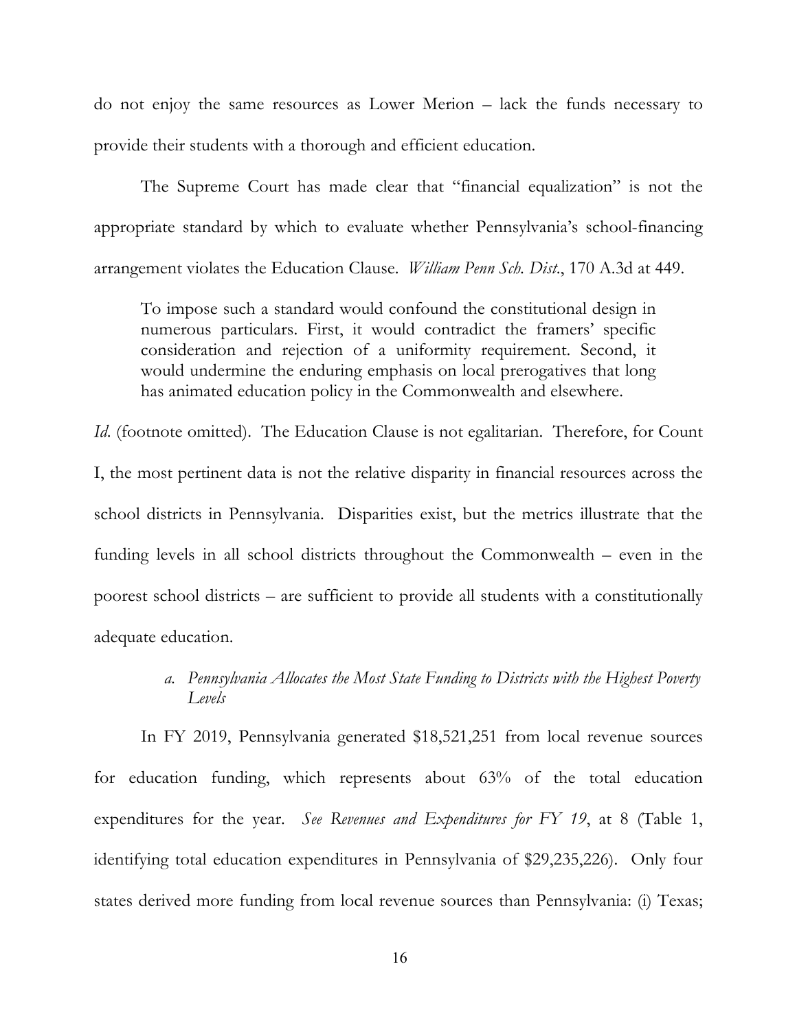do not enjoy the same resources as Lower Merion – lack the funds necessary to provide their students with a thorough and efficient education.

The Supreme Court has made clear that "financial equalization" is not the appropriate standard by which to evaluate whether Pennsylvania's school-financing arrangement violates the Education Clause. *William Penn Sch. Dist.*, 170 A.3d at 449.

> To impose such a standard would confound the constitutional design in numerous particulars. First, it would contradict the framers' specific consideration and rejection of a uniformity requirement. Second, it would undermine the enduring emphasis on local prerogatives that long has animated education policy in the Commonwealth and elsewhere.

*Id.* (footnote omitted). The Education Clause is not egalitarian. Therefore, for Count I, the most pertinent data is not the relative disparity in financial resources across the school districts in Pennsylvania. Disparities exist, but the metrics illustrate that the funding levels in all school districts throughout the Commonwealth – even in the poorest school districts – are sufficient to provide all students with a constitutionally adequate education.

*a. Pennsylvania Allocates the Most State Funding to Districts with the Highest Poverty Levels*

In FY 2019, Pennsylvania generated $18,521,251 from local revenue sources for education funding, which represents about 63% of the total education expenditures for the year. *See Revenues and Expenditures for FY 19*, at 8 (Table 1, identifying total education expenditures in Pennsylvania of $29,235,226). Only four states derived more funding from local revenue sources than Pennsylvania: (i) Texas;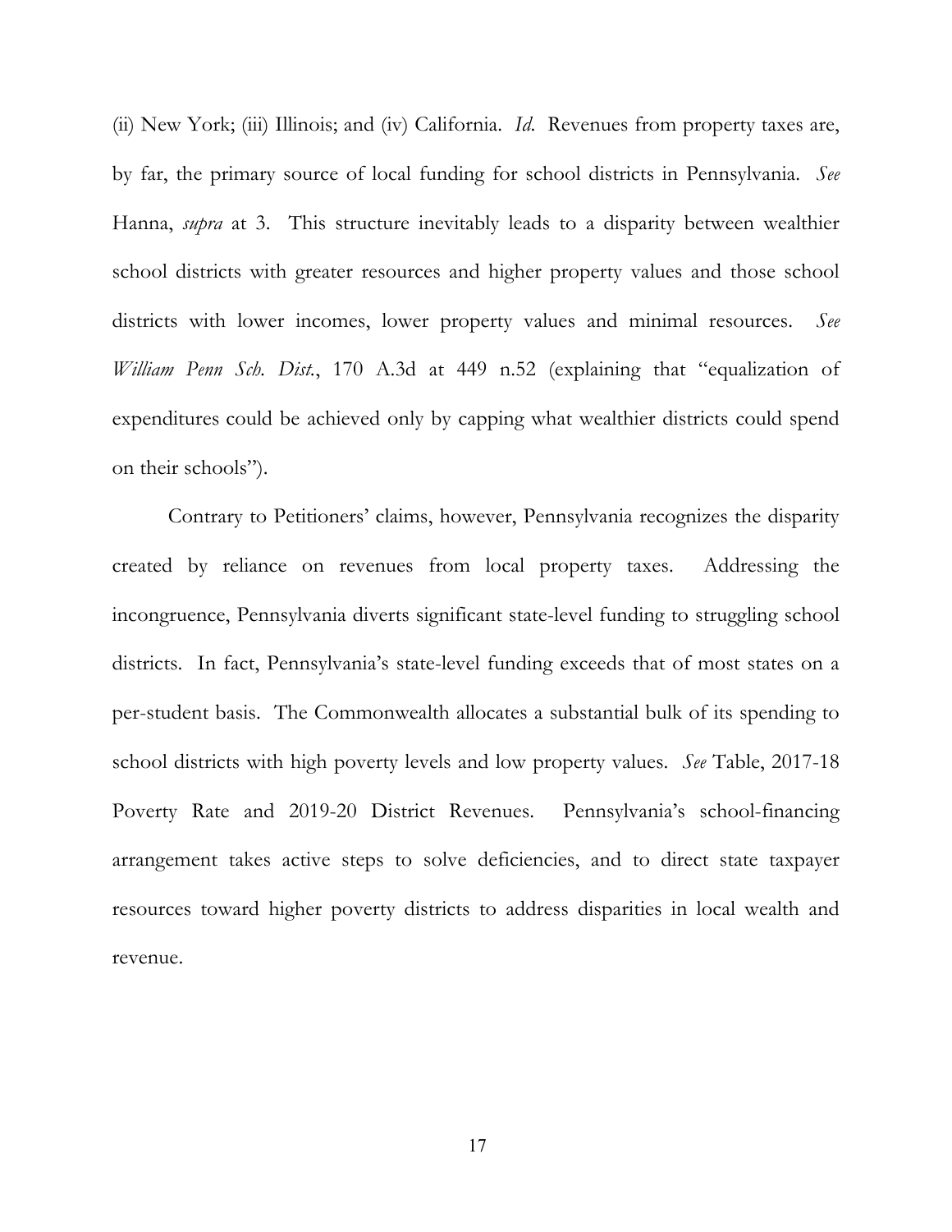(ii) New York; (iii) Illinois; and (iv) California. *Id.* Revenues from property taxes are, by far, the primary source of local funding for school districts in Pennsylvania. *See* Hanna, *supra* at 3. This structure inevitably leads to a disparity between wealthier school districts with greater resources and higher property values and those school districts with lower incomes, lower property values and minimal resources. *See* *William Penn Sch. Dist.*, 170 A.3d at 449 n.52 (explaining that "equalization of expenditures could be achieved only by capping what wealthier districts could spend on their schools").

Contrary to Petitioners' claims, however, Pennsylvania recognizes the disparity created by reliance on revenues from local property taxes. Addressing the incongruence, Pennsylvania diverts significant state-level funding to struggling school districts. In fact, Pennsylvania's state-level funding exceeds that of most states on a per-student basis. The Commonwealth allocates a substantial bulk of its spending to school districts with high poverty levels and low property values. *See* Table, 2017-18 Poverty Rate and 2019-20 District Revenues. Pennsylvania's school-financing arrangement takes active steps to solve deficiencies, and to direct state taxpayer resources toward higher poverty districts to address disparities in local wealth and revenue.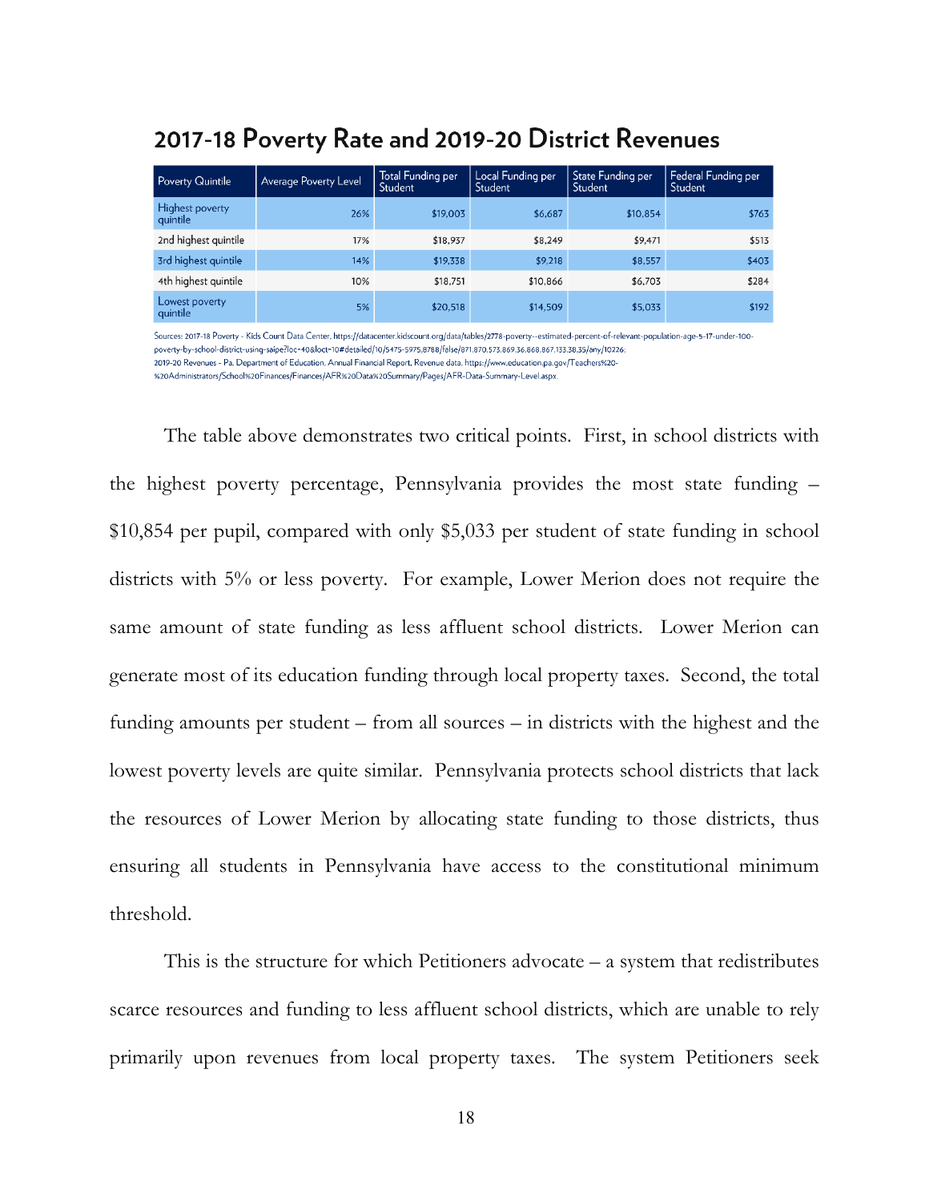## 2017-18 Poverty Rate and 2019-20 District Revenues

| Poverty Quintile | Average Poverty Level | Total Funding per Student | Local Funding per Student | State Funding per Student | Federal Funding per Student |
|---|---|---|---|---|---|
| Highest poverty quintile | 26% | $19,003 | $6,687 | $10,854 | $763 |
| 2nd highest quintile | 17% | $18,937 | $8,249 | $9,471 | $513 |
| 3rd highest quintile | 14% | $19,338 | $9,218 | $8,557 | $403 |
| 4th highest quintile | 10% | $18,751 | $10,866 | $6,703 | $284 |
| Lowest poverty quintile | 5% | $20,518 | $14,509 | $5,033 | $192 |

Sources: 2017-18 Poverty - Kids Count Data Center. https://datacenter.kidscount.org/data/tables/2778-poverty--estimated-percent-of-relevant-population-age-5-17-under-100-poverty-by-school-district-using-saipe?loc=40&loct=10#detailed/10/5475-5975,8788/false/871,870,573,869,36,868,867,133,38,35/any/10226;
2019-20 Revenues - Pa. Department of Education. Annual Financial Report. Revenue data. https://www.education.pa.gov/Teachers%20-%20Administrators/School%20Finances/Finances/AFR%20Data%20Summary/Pages/AFR-Data-Summary-Level.aspx.

The table above demonstrates two critical points. First, in school districts with the highest poverty percentage, Pennsylvania provides the most state funding – $10,854 per pupil, compared with only $5,033 per student of state funding in school districts with 5% or less poverty. For example, Lower Merion does not require the same amount of state funding as less affluent school districts. Lower Merion can generate most of its education funding through local property taxes. Second, the total funding amounts per student – from all sources – in districts with the highest and the lowest poverty levels are quite similar. Pennsylvania protects school districts that lack the resources of Lower Merion by allocating state funding to those districts, thus ensuring all students in Pennsylvania have access to the constitutional minimum threshold.

This is the structure for which Petitioners advocate – a system that redistributes scarce resources and funding to less affluent school districts, which are unable to rely primarily upon revenues from local property taxes. The system Petitioners seek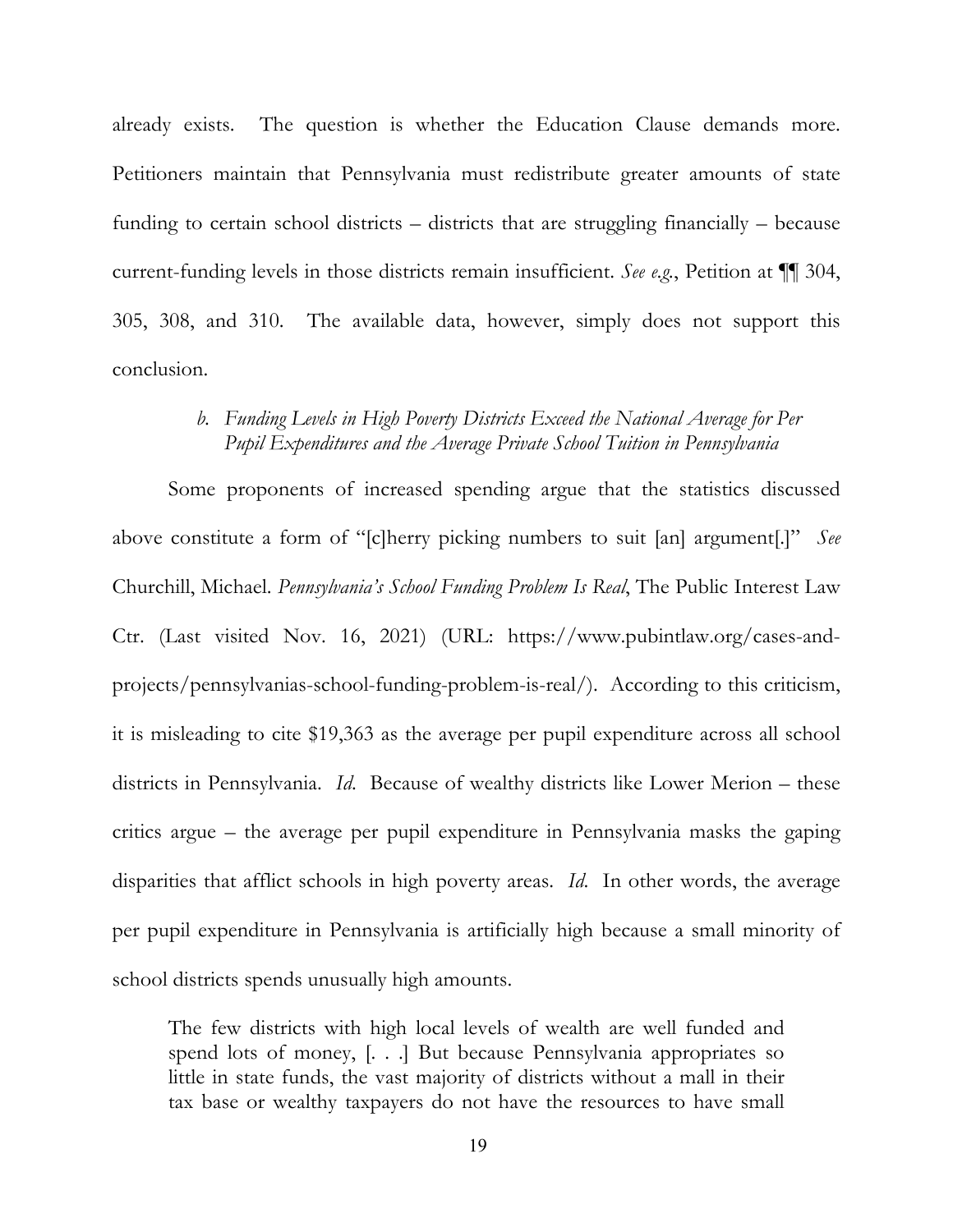already exists. The question is whether the Education Clause demands more. Petitioners maintain that Pennsylvania must redistribute greater amounts of state funding to certain school districts – districts that are struggling financially – because current-funding levels in those districts remain insufficient. *See e.g.*, Petition at ¶¶ 304, 305, 308, and 310. The available data, however, simply does not support this conclusion.

### *b. Funding Levels in High Poverty Districts Exceed the National Average for Per Pupil Expenditures and the Average Private School Tuition in Pennsylvania*

Some proponents of increased spending argue that the statistics discussed above constitute a form of "[c]herry picking numbers to suit [an] argument[.]" *See* Churchill, Michael. *Pennsylvania's School Funding Problem Is Real*, The Public Interest Law Ctr. (Last visited Nov. 16, 2021) (URL: https://www.pubintlaw.org/cases-and-projects/pennsylvanias-school-funding-problem-is-real/). According to this criticism, it is misleading to cite $19,363 as the average per pupil expenditure across all school districts in Pennsylvania. *Id.* Because of wealthy districts like Lower Merion – these critics argue – the average per pupil expenditure in Pennsylvania masks the gaping disparities that afflict schools in high poverty areas. *Id.* In other words, the average per pupil expenditure in Pennsylvania is artificially high because a small minority of school districts spends unusually high amounts.

> The few districts with high local levels of wealth are well funded and spend lots of money, [. . .] But because Pennsylvania appropriates so little in state funds, the vast majority of districts without a mall in their tax base or wealthy taxpayers do not have the resources to have small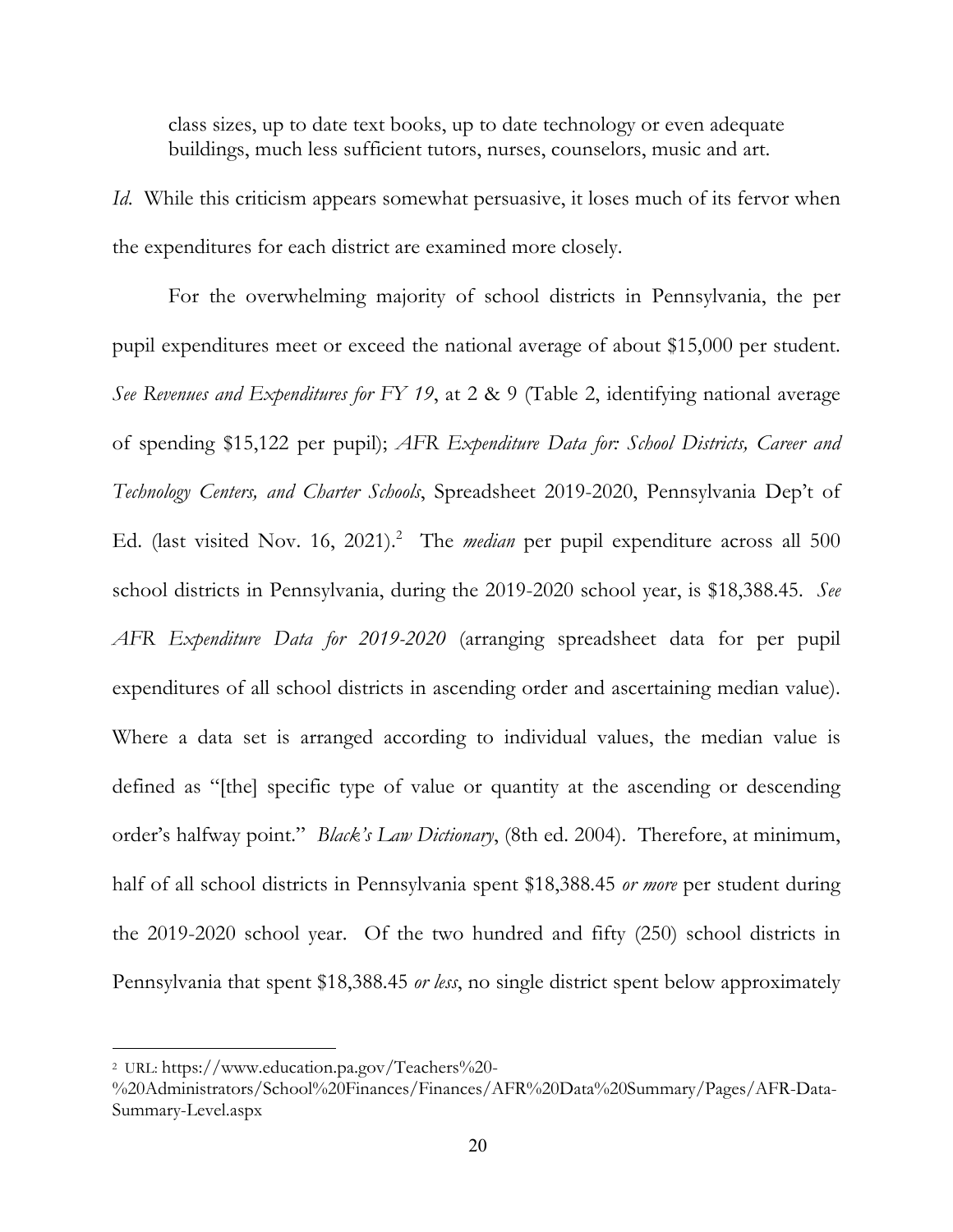class sizes, up to date text books, up to date technology or even adequate buildings, much less sufficient tutors, nurses, counselors, music and art.

*Id.* While this criticism appears somewhat persuasive, it loses much of its fervor when the expenditures for each district are examined more closely.

For the overwhelming majority of school districts in Pennsylvania, the per pupil expenditures meet or exceed the national average of about $15,000 per student. *See Revenues and Expenditures for FY 19*, at 2 & 9 (Table 2, identifying national average of spending $15,122 per pupil); *AFR Expenditure Data for: School Districts, Career and Technology Centers, and Charter Schools*, Spreadsheet 2019-2020, Pennsylvania Dep't of Ed. (last visited Nov. 16, 2021).[2] The *median* per pupil expenditure across all 500 school districts in Pennsylvania, during the 2019-2020 school year, is $18,388.45. *See AFR Expenditure Data for 2019-2020* (arranging spreadsheet data for per pupil expenditures of all school districts in ascending order and ascertaining median value). Where a data set is arranged according to individual values, the median value is defined as "[the] specific type of value or quantity at the ascending or descending order's halfway point." *Black's Law Dictionary*, (8th ed. 2004). Therefore, at minimum, half of all school districts in Pennsylvania spent $18,388.45 *or more* per student during the 2019-2020 school year. Of the two hundred and fifty (250) school districts in Pennsylvania that spent $18,388.45 *or less*, no single district spent below approximately

---

[2] URL: https://www.education.pa.gov/Teachers%20-%20Administrators/School%20Finances/Finances/AFR%20Data%20Summary/Pages/AFR-Data-Summary-Level.aspx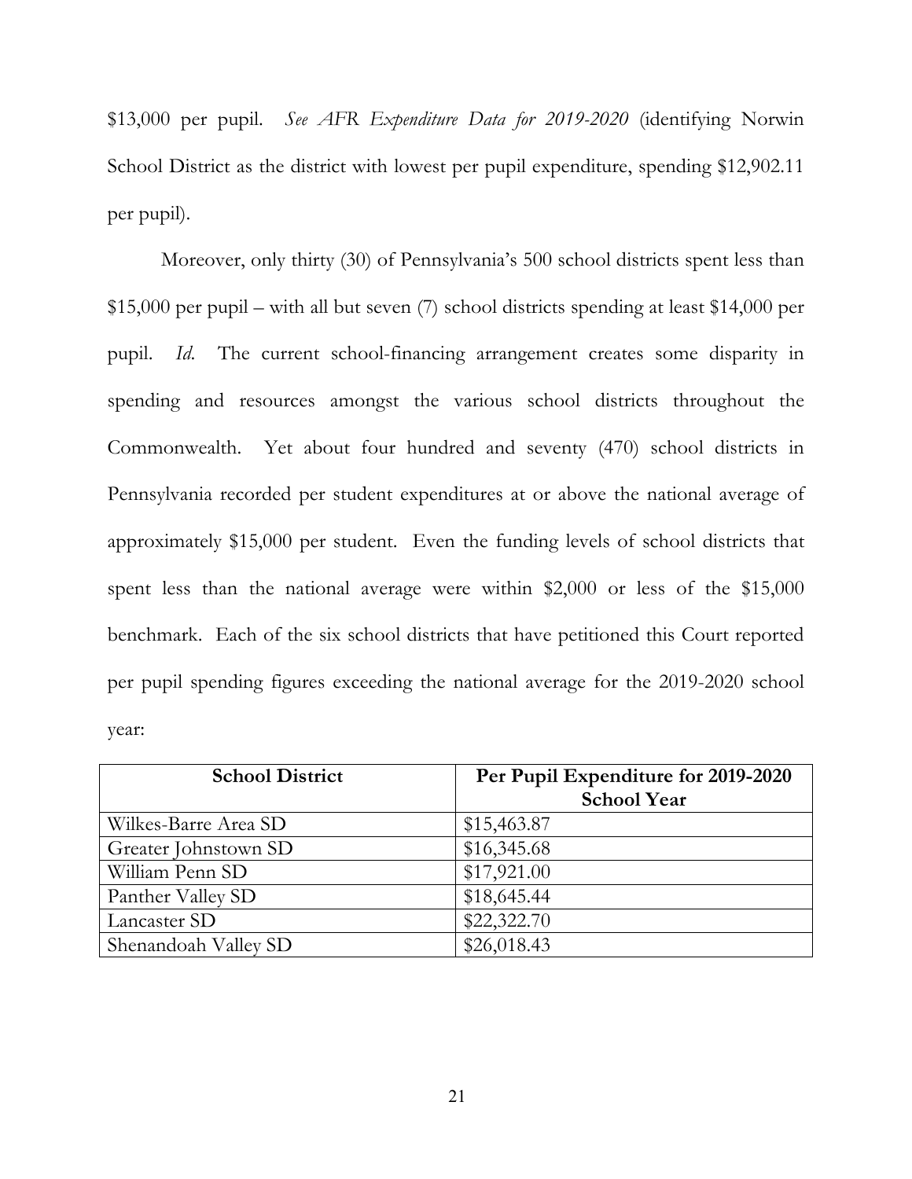$13,000 per pupil. *See AFR Expenditure Data for 2019-2020* (identifying Norwin School District as the district with lowest per pupil expenditure, spending $12,902.11 per pupil).

Moreover, only thirty (30) of Pennsylvania's 500 school districts spent less than $15,000 per pupil – with all but seven (7) school districts spending at least $14,000 per pupil. *Id.* The current school-financing arrangement creates some disparity in spending and resources amongst the various school districts throughout the Commonwealth. Yet about four hundred and seventy (470) school districts in Pennsylvania recorded per student expenditures at or above the national average of approximately $15,000 per student. Even the funding levels of school districts that spent less than the national average were within $2,000 or less of the $15,000 benchmark. Each of the six school districts that have petitioned this Court reported per pupil spending figures exceeding the national average for the 2019-2020 school year:

| **School District** | **Per Pupil Expenditure for 2019-2020 School Year** |
|---|---|
| Wilkes-Barre Area SD | $15,463.87 |
| Greater Johnstown SD | $16,345.68 |
| William Penn SD | $17,921.00 |
| Panther Valley SD | $18,645.44 |
| Lancaster SD | $22,322.70 |
| Shenandoah Valley SD | $26,018.43 |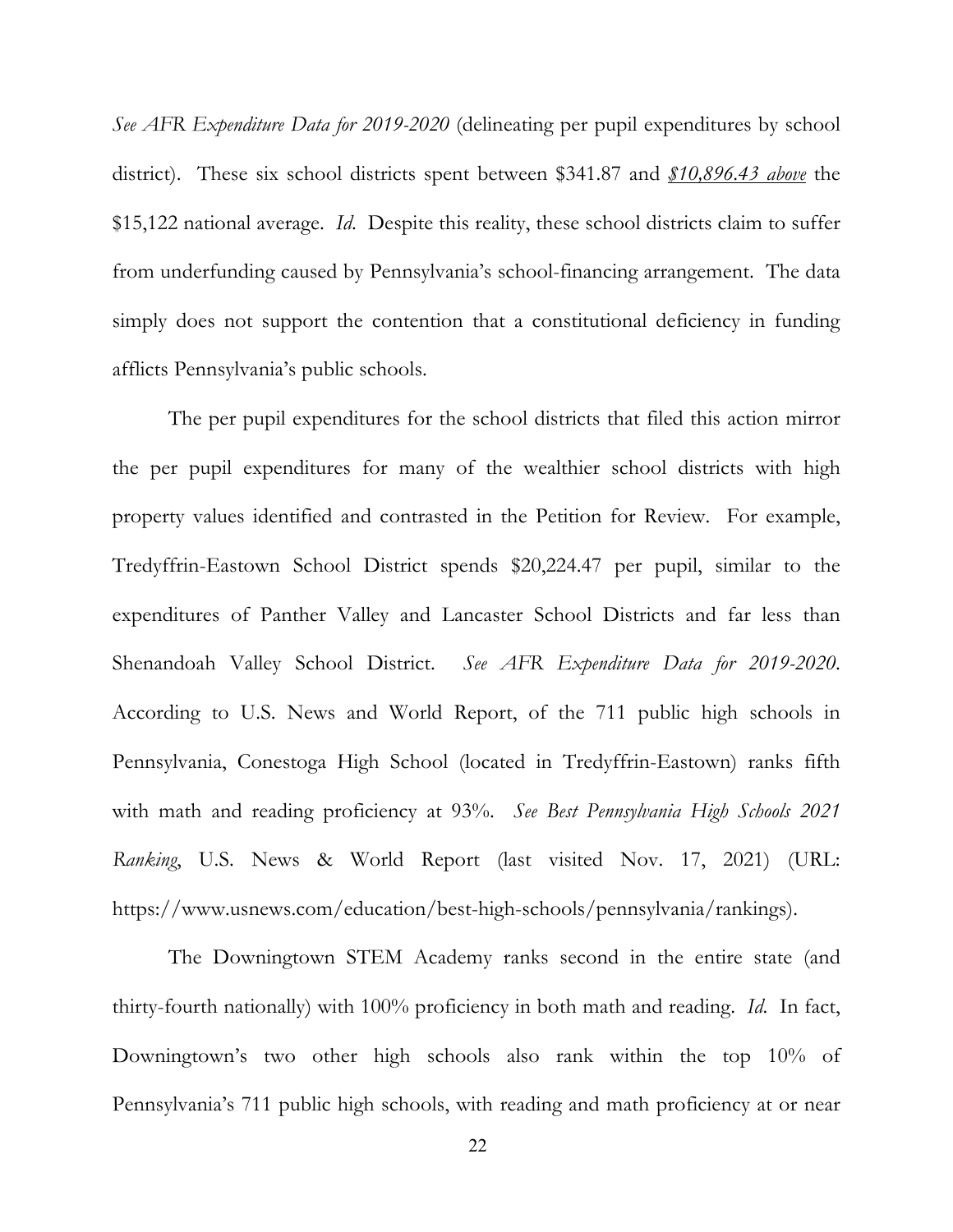*See AFR Expenditure Data for 2019-2020* (delineating per pupil expenditures by school district). These six school districts spent between $341.87 and <u>*$10,896.43 above*</u> the $15,122 national average. *Id.* Despite this reality, these school districts claim to suffer from underfunding caused by Pennsylvania's school-financing arrangement. The data simply does not support the contention that a constitutional deficiency in funding afflicts Pennsylvania's public schools.

The per pupil expenditures for the school districts that filed this action mirror the per pupil expenditures for many of the wealthier school districts with high property values identified and contrasted in the Petition for Review. For example, Tredyffrin-Eastown School District spends $20,224.47 per pupil, similar to the expenditures of Panther Valley and Lancaster School Districts and far less than Shenandoah Valley School District. *See AFR Expenditure Data for 2019-2020*. According to U.S. News and World Report, of the 711 public high schools in Pennsylvania, Conestoga High School (located in Tredyffrin-Eastown) ranks fifth with math and reading proficiency at 93%. *See Best Pennsylvania High Schools 2021 Ranking*, U.S. News & World Report (last visited Nov. 17, 2021) (URL: https://www.usnews.com/education/best-high-schools/pennsylvania/rankings).

The Downingtown STEM Academy ranks second in the entire state (and thirty-fourth nationally) with 100% proficiency in both math and reading. *Id.* In fact, Downingtown's two other high schools also rank within the top 10% of Pennsylvania's 711 public high schools, with reading and math proficiency at or near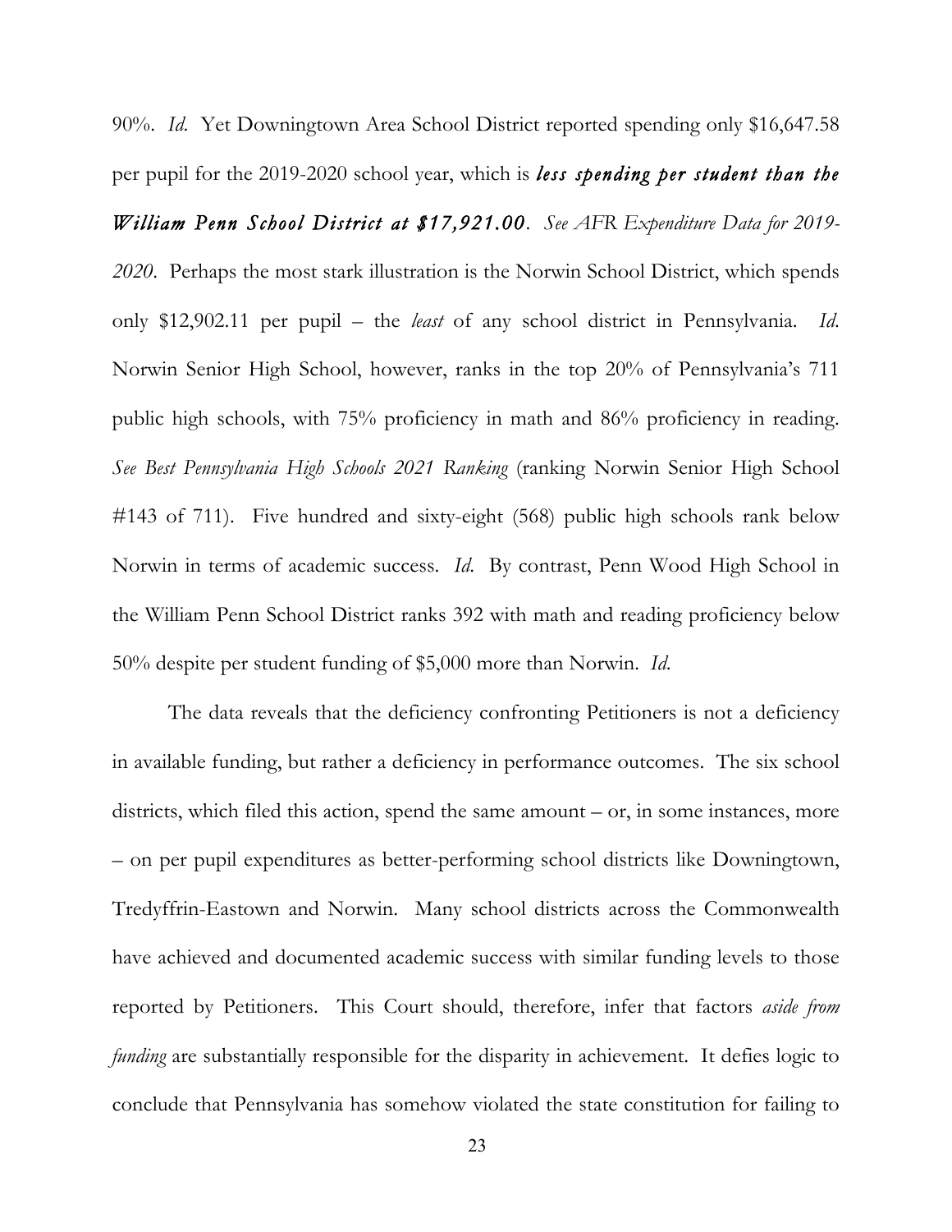90%. *Id.* Yet Downingtown Area School District reported spending only $16,647.58 per pupil for the 2019-2020 school year, which is ***less spending per student than the William Penn School District at $17,921.00***. *See AFR Expenditure Data for 2019-2020*. Perhaps the most stark illustration is the Norwin School District, which spends only $12,902.11 per pupil – the *least* of any school district in Pennsylvania. *Id.* Norwin Senior High School, however, ranks in the top 20% of Pennsylvania's 711 public high schools, with 75% proficiency in math and 86% proficiency in reading. *See Best Pennsylvania High Schools 2021 Ranking* (ranking Norwin Senior High School #143 of 711). Five hundred and sixty-eight (568) public high schools rank below Norwin in terms of academic success. *Id.* By contrast, Penn Wood High School in the William Penn School District ranks 392 with math and reading proficiency below 50% despite per student funding of $5,000 more than Norwin. *Id.*

The data reveals that the deficiency confronting Petitioners is not a deficiency in available funding, but rather a deficiency in performance outcomes. The six school districts, which filed this action, spend the same amount – or, in some instances, more – on per pupil expenditures as better-performing school districts like Downingtown, Tredyffrin-Eastown and Norwin. Many school districts across the Commonwealth have achieved and documented academic success with similar funding levels to those reported by Petitioners. This Court should, therefore, infer that factors *aside from funding* are substantially responsible for the disparity in achievement. It defies logic to conclude that Pennsylvania has somehow violated the state constitution for failing to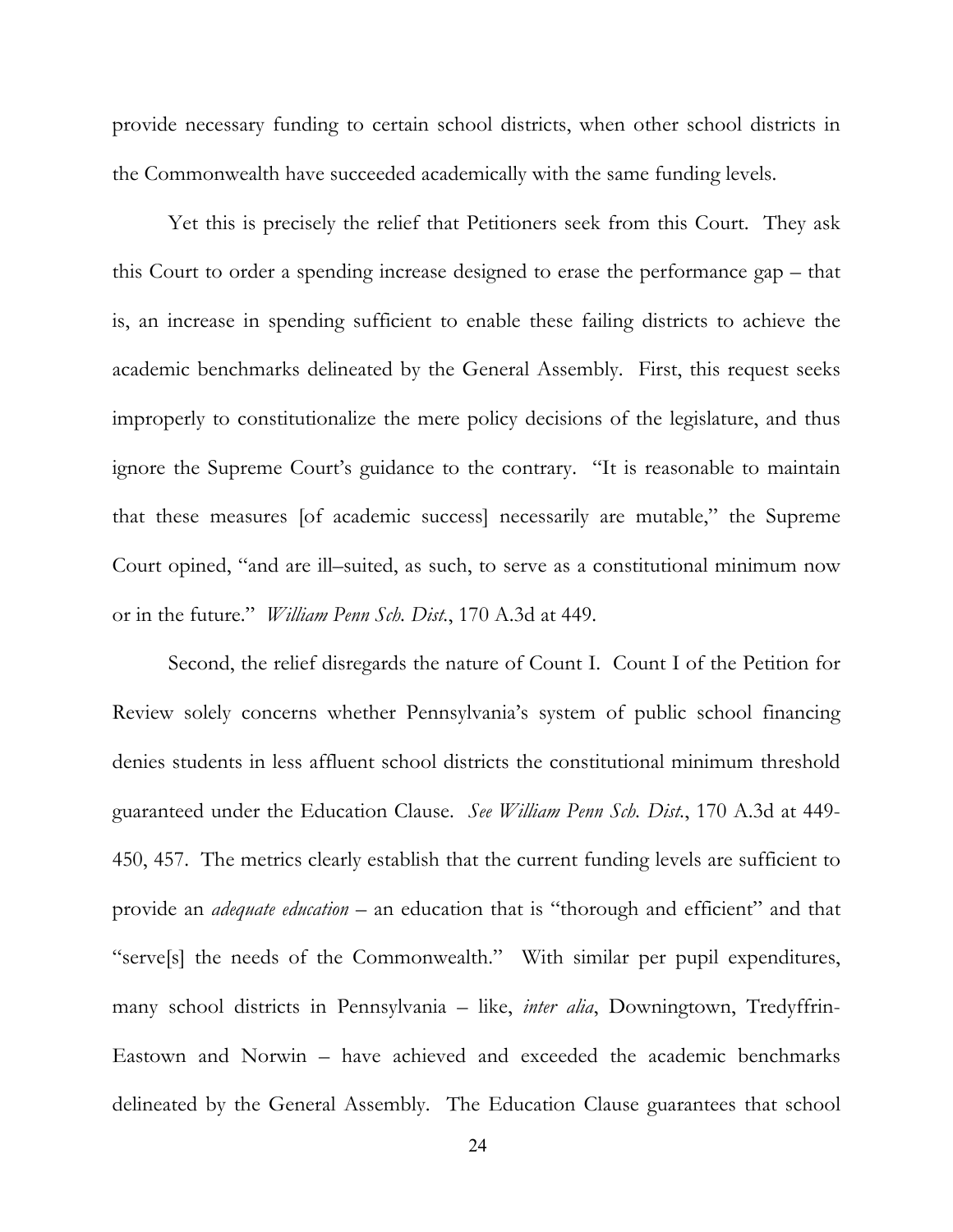provide necessary funding to certain school districts, when other school districts in the Commonwealth have succeeded academically with the same funding levels.

Yet this is precisely the relief that Petitioners seek from this Court. They ask this Court to order a spending increase designed to erase the performance gap – that is, an increase in spending sufficient to enable these failing districts to achieve the academic benchmarks delineated by the General Assembly. First, this request seeks improperly to constitutionalize the mere policy decisions of the legislature, and thus ignore the Supreme Court's guidance to the contrary. "It is reasonable to maintain that these measures [of academic success] necessarily are mutable," the Supreme Court opined, "and are ill–suited, as such, to serve as a constitutional minimum now or in the future." *William Penn Sch. Dist.*, 170 A.3d at 449.

Second, the relief disregards the nature of Count I. Count I of the Petition for Review solely concerns whether Pennsylvania's system of public school financing denies students in less affluent school districts the constitutional minimum threshold guaranteed under the Education Clause. *See William Penn Sch. Dist.*, 170 A.3d at 449-450, 457. The metrics clearly establish that the current funding levels are sufficient to provide an *adequate education* – an education that is "thorough and efficient" and that "serve[s] the needs of the Commonwealth." With similar per pupil expenditures, many school districts in Pennsylvania – like, *inter alia*, Downingtown, Tredyffrin-Eastown and Norwin – have achieved and exceeded the academic benchmarks delineated by the General Assembly. The Education Clause guarantees that school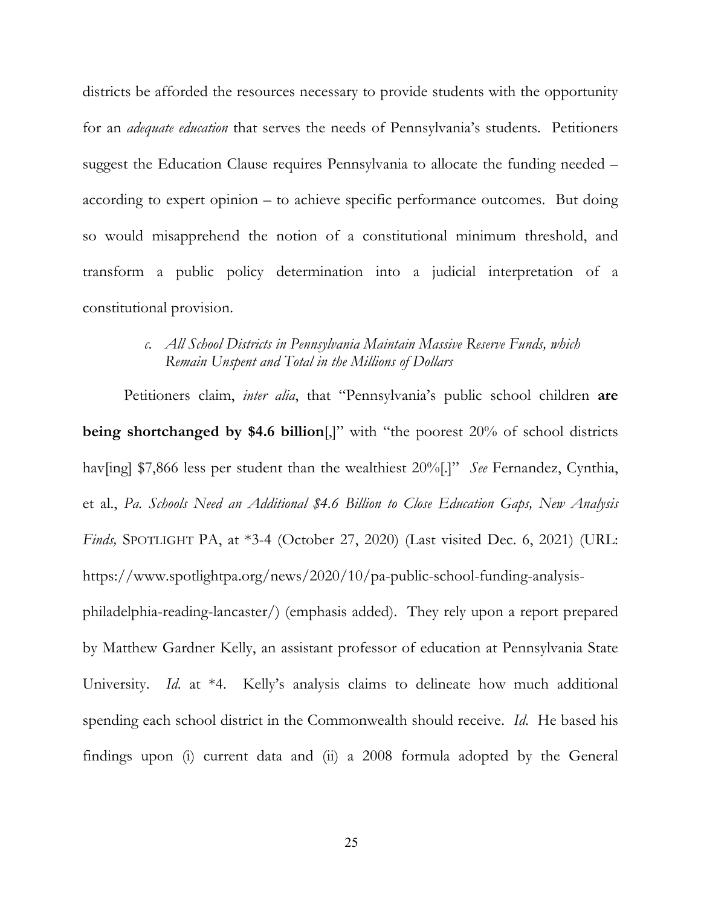districts be afforded the resources necessary to provide students with the opportunity for an *adequate education* that serves the needs of Pennsylvania's students. Petitioners suggest the Education Clause requires Pennsylvania to allocate the funding needed – according to expert opinion – to achieve specific performance outcomes. But doing so would misapprehend the notion of a constitutional minimum threshold, and transform a public policy determination into a judicial interpretation of a constitutional provision.

*c. All School Districts in Pennsylvania Maintain Massive Reserve Funds, which Remain Unspent and Total in the Millions of Dollars*

Petitioners claim, *inter alia*, that "Pennsylvania's public school children **are being shortchanged by $4.6 billion**[,]" with "the poorest 20% of school districts hav[ing] $7,866 less per student than the wealthiest 20%[.]" *See* Fernandez, Cynthia, et al., *Pa. Schools Need an Additional $4.6 Billion to Close Education Gaps, New Analysis Finds,* SPOTLIGHT PA, at *3-4 (October 27, 2020) (Last visited Dec. 6, 2021) (URL: https://www.spotlightpa.org/news/2020/10/pa-public-school-funding-analysis-philadelphia-reading-lancaster/) (emphasis added). They rely upon a report prepared by Matthew Gardner Kelly, an assistant professor of education at Pennsylvania State University. *Id.* at *4. Kelly's analysis claims to delineate how much additional spending each school district in the Commonwealth should receive. *Id.* He based his findings upon (i) current data and (ii) a 2008 formula adopted by the General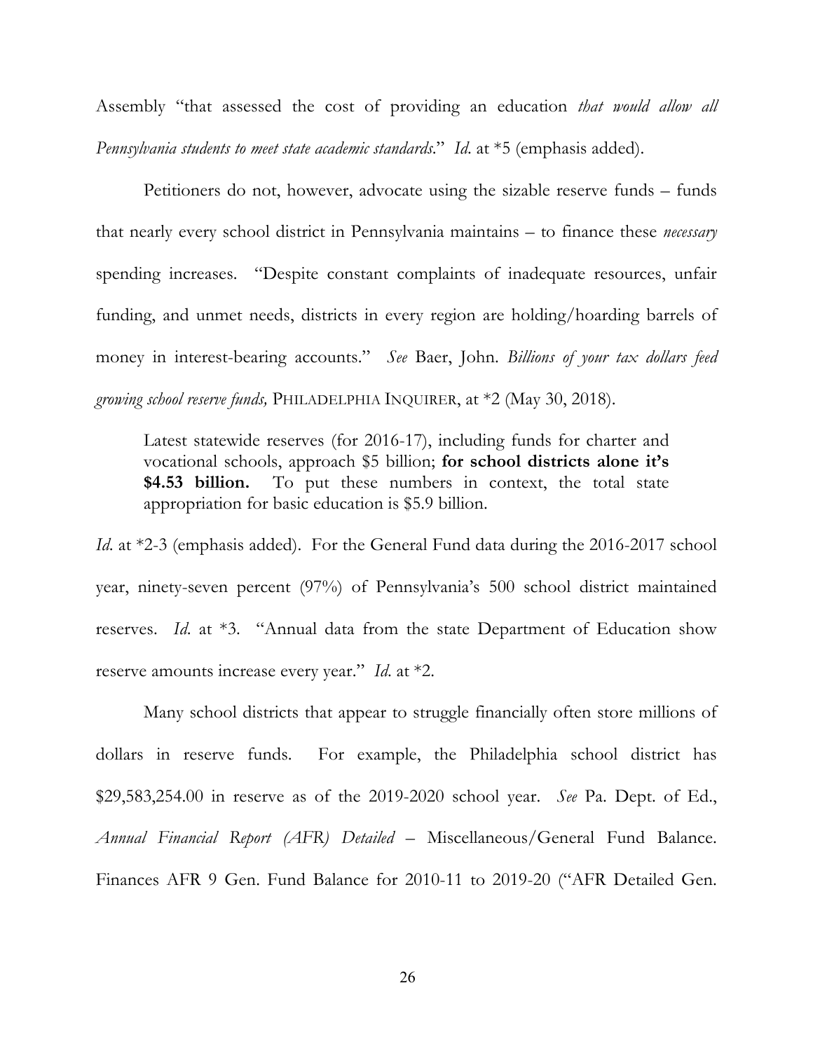Assembly "that assessed the cost of providing an education *that would allow all Pennsylvania students to meet state academic standards*." *Id.* at *5 (emphasis added).

Petitioners do not, however, advocate using the sizable reserve funds – funds that nearly every school district in Pennsylvania maintains – to finance these *necessary* spending increases. "Despite constant complaints of inadequate resources, unfair funding, and unmet needs, districts in every region are holding/hoarding barrels of money in interest-bearing accounts." *See* Baer, John. *Billions of your tax dollars feed growing school reserve funds,* PHILADELPHIA INQUIRER, at *2 (May 30, 2018).

> Latest statewide reserves (for 2016-17), including funds for charter and vocational schools, approach $5 billion; **for school districts alone it's $4.53 billion.** To put these numbers in context, the total state appropriation for basic education is $5.9 billion.

*Id.* at *2-3 (emphasis added). For the General Fund data during the 2016-2017 school year, ninety-seven percent (97%) of Pennsylvania's 500 school district maintained reserves. *Id.* at *3. "Annual data from the state Department of Education show reserve amounts increase every year." *Id.* at *2.

Many school districts that appear to struggle financially often store millions of dollars in reserve funds. For example, the Philadelphia school district has $29,583,254.00 in reserve as of the 2019-2020 school year. *See* Pa. Dept. of Ed., *Annual Financial Report (AFR) Detailed* – Miscellaneous/General Fund Balance. Finances AFR 9 Gen. Fund Balance for 2010-11 to 2019-20 ("AFR Detailed Gen.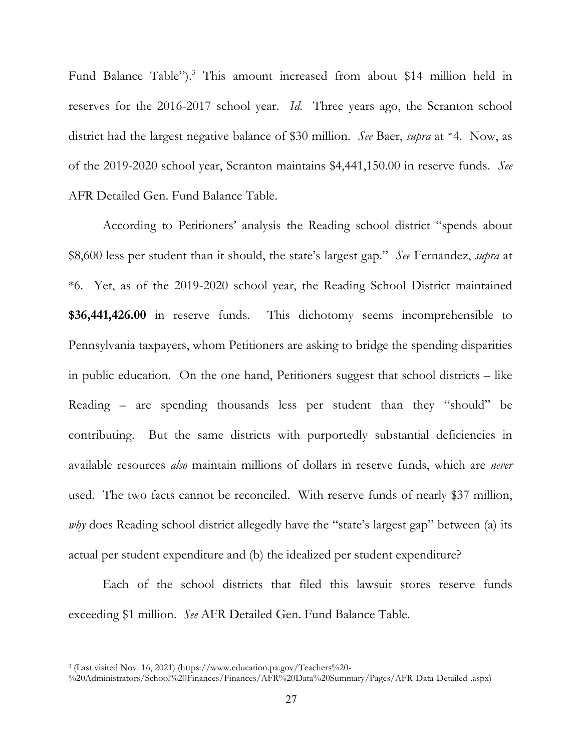Fund Balance Table").[3] This amount increased from about $14 million held in reserves for the 2016-2017 school year. *Id.* Three years ago, the Scranton school district had the largest negative balance of $30 million. *See* Baer, *supra* at *4. Now, as of the 2019-2020 school year, Scranton maintains $4,441,150.00 in reserve funds. *See* AFR Detailed Gen. Fund Balance Table.

According to Petitioners' analysis the Reading school district "spends about $8,600 less per student than it should, the state's largest gap." *See* Fernandez, *supra* at *6. Yet, as of the 2019-2020 school year, the Reading School District maintained **$36,441,426.00** in reserve funds. This dichotomy seems incomprehensible to Pennsylvania taxpayers, whom Petitioners are asking to bridge the spending disparities in public education. On the one hand, Petitioners suggest that school districts – like Reading – are spending thousands less per student than they "should" be contributing. But the same districts with purportedly substantial deficiencies in available resources *also* maintain millions of dollars in reserve funds, which are *never* used. The two facts cannot be reconciled. With reserve funds of nearly $37 million, *why* does Reading school district allegedly have the "state's largest gap" between (a) its actual per student expenditure and (b) the idealized per student expenditure?

Each of the school districts that filed this lawsuit stores reserve funds exceeding $1 million. *See* AFR Detailed Gen. Fund Balance Table.

---

[3] (Last visited Nov. 16, 2021) (https://www.education.pa.gov/Teachers%20-%20Administrators/School%20Finances/Finances/AFR%20Data%20Summary/Pages/AFR-Data-Detailed-.aspx)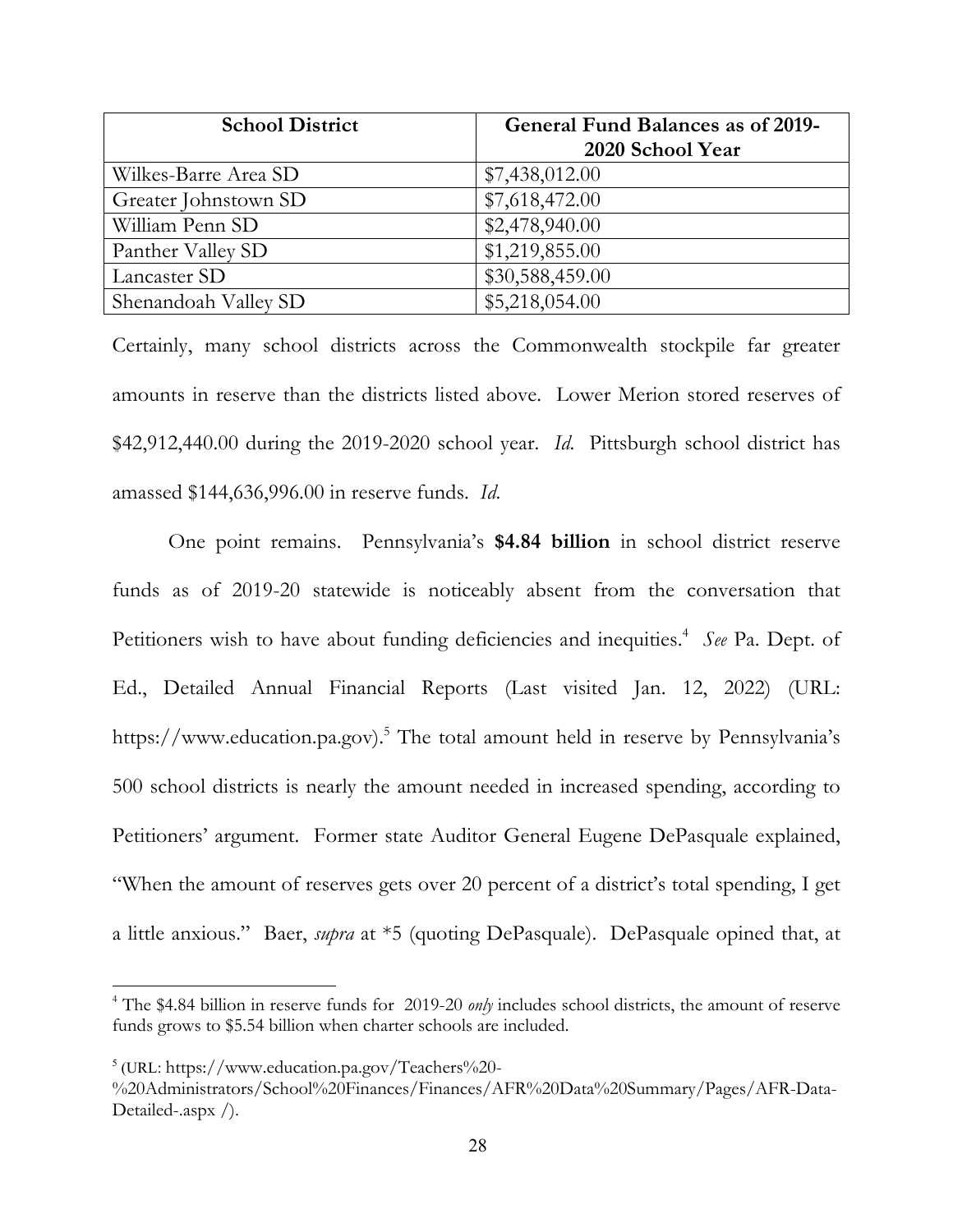| School District | General Fund Balances as of 2019-2020 School Year |
|---|---|
| Wilkes-Barre Area SD | $7,438,012.00 |
| Greater Johnstown SD | $7,618,472.00 |
| William Penn SD | $2,478,940.00 |
| Panther Valley SD | $1,219,855.00 |
| Lancaster SD | $30,588,459.00 |
| Shenandoah Valley SD | $5,218,054.00 |

Certainly, many school districts across the Commonwealth stockpile far greater amounts in reserve than the districts listed above. Lower Merion stored reserves of $42,912,440.00 during the 2019-2020 school year. *Id.* Pittsburgh school district has amassed $144,636,996.00 in reserve funds. *Id.*

One point remains. Pennsylvania's **$4.84 billion** in school district reserve funds as of 2019-20 statewide is noticeably absent from the conversation that Petitioners wish to have about funding deficiencies and inequities.[4] *See* Pa. Dept. of Ed., Detailed Annual Financial Reports (Last visited Jan. 12, 2022) (URL: https://www.education.pa.gov).[5] The total amount held in reserve by Pennsylvania's 500 school districts is nearly the amount needed in increased spending, according to Petitioners' argument. Former state Auditor General Eugene DePasquale explained, "When the amount of reserves gets over 20 percent of a district's total spending, I get a little anxious." Baer, *supra* at *5 (quoting DePasquale). DePasquale opined that, at

[4] The $4.84 billion in reserve funds for 2019-20 *only* includes school districts, the amount of reserve funds grows to $5.54 billion when charter schools are included.

[5] (URL: https://www.education.pa.gov/Teachers%20-%20Administrators/School%20Finances/Finances/AFR%20Data%20Summary/Pages/AFR-Data-Detailed-.aspx /).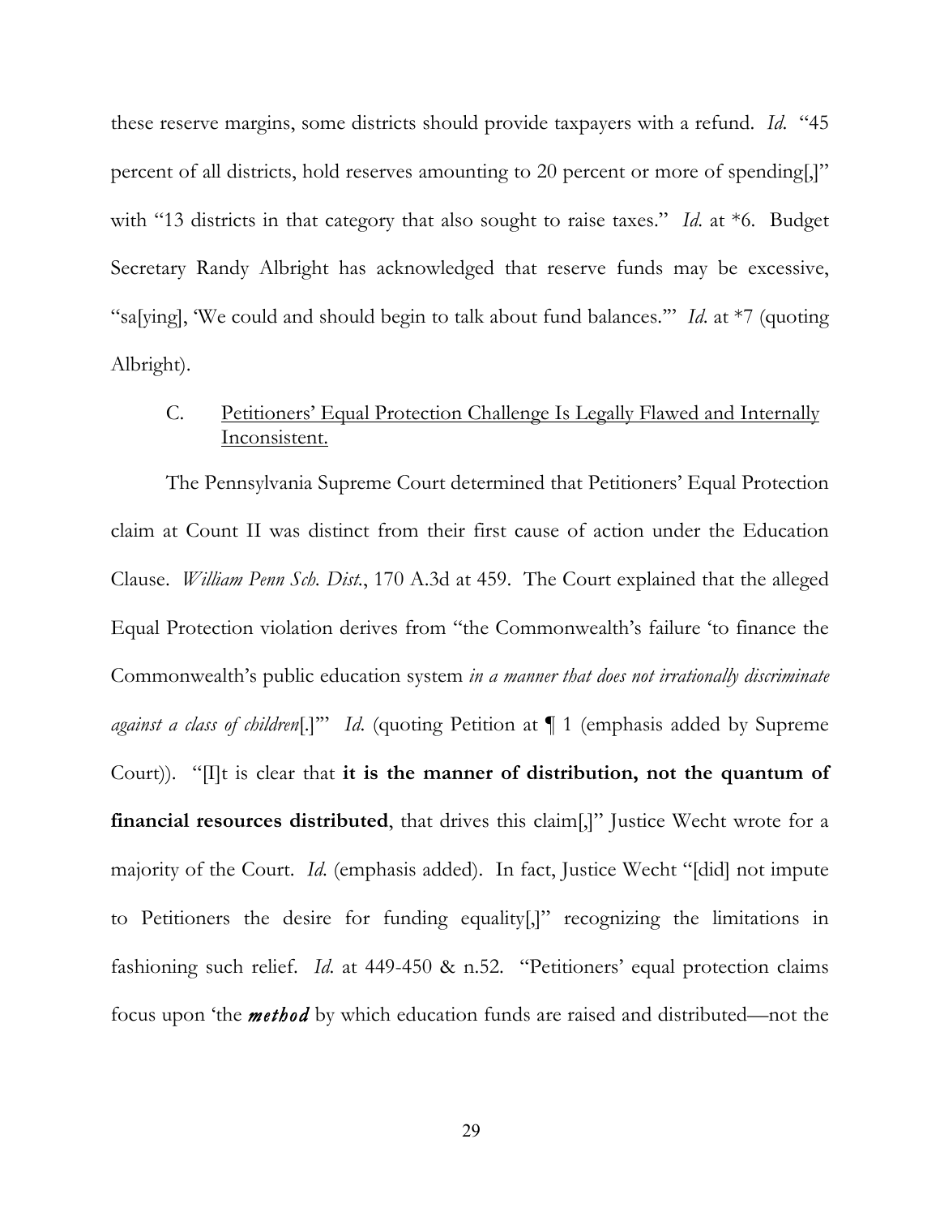these reserve margins, some districts should provide taxpayers with a refund. *Id.* "45 percent of all districts, hold reserves amounting to 20 percent or more of spending[,]" with "13 districts in that category that also sought to raise taxes." *Id.* at *6. Budget Secretary Randy Albright has acknowledged that reserve funds may be excessive, "sa[ying], 'We could and should begin to talk about fund balances.'" *Id.* at *7 (quoting Albright).

### C. <u>Petitioners' Equal Protection Challenge Is Legally Flawed and Internally Inconsistent.</u>

The Pennsylvania Supreme Court determined that Petitioners' Equal Protection claim at Count II was distinct from their first cause of action under the Education Clause. *William Penn Sch. Dist.*, 170 A.3d at 459. The Court explained that the alleged Equal Protection violation derives from "the Commonwealth's failure 'to finance the Commonwealth's public education system *in a manner that does not irrationally discriminate against a class of children*[.]'" *Id.* (quoting Petition at ¶ 1 (emphasis added by Supreme Court)). "[I]t is clear that **it is the manner of distribution, not the quantum of financial resources distributed**, that drives this claim[,]" Justice Wecht wrote for a majority of the Court. *Id.* (emphasis added). In fact, Justice Wecht "[did] not impute to Petitioners the desire for funding equality[,]" recognizing the limitations in fashioning such relief. *Id.* at 449-450 & n.52. "Petitioners' equal protection claims focus upon 'the ***method*** by which education funds are raised and distributed—not the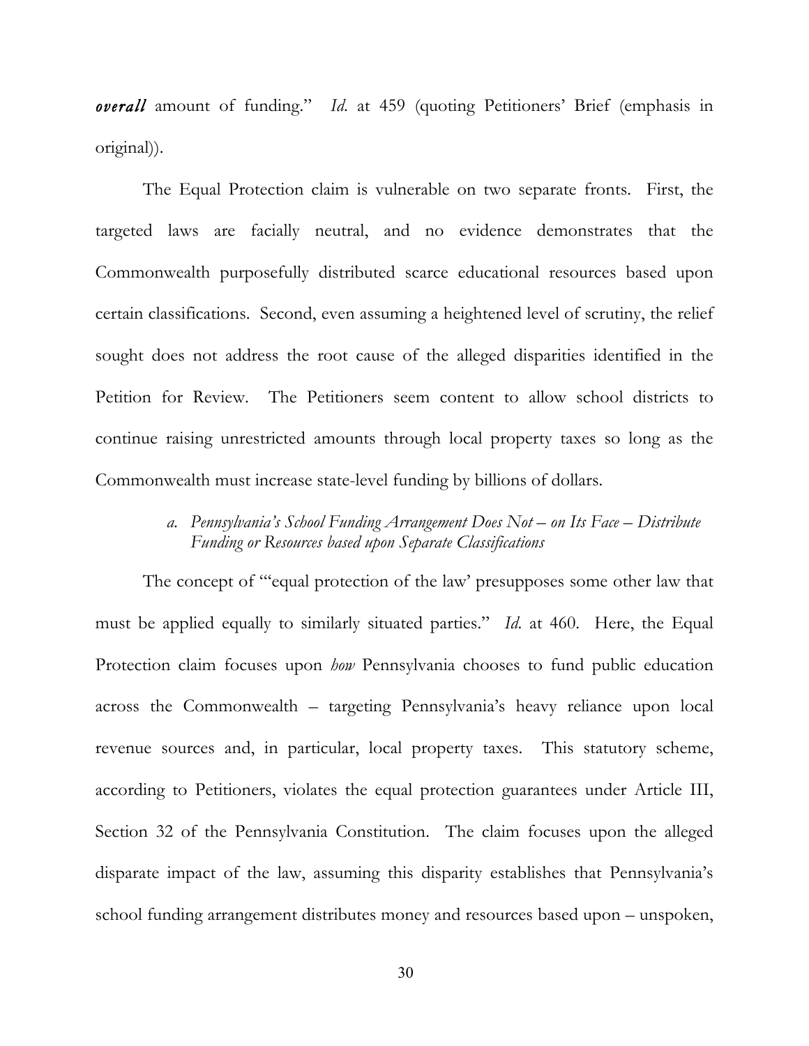***overall*** amount of funding." *Id.* at 459 (quoting Petitioners' Brief (emphasis in original)).

The Equal Protection claim is vulnerable on two separate fronts. First, the targeted laws are facially neutral, and no evidence demonstrates that the Commonwealth purposefully distributed scarce educational resources based upon certain classifications. Second, even assuming a heightened level of scrutiny, the relief sought does not address the root cause of the alleged disparities identified in the Petition for Review. The Petitioners seem content to allow school districts to continue raising unrestricted amounts through local property taxes so long as the Commonwealth must increase state-level funding by billions of dollars.

#### *a. Pennsylvania's School Funding Arrangement Does Not – on Its Face – Distribute Funding or Resources based upon Separate Classifications*

The concept of "'equal protection of the law' presupposes some other law that must be applied equally to similarly situated parties." *Id.* at 460. Here, the Equal Protection claim focuses upon *how* Pennsylvania chooses to fund public education across the Commonwealth – targeting Pennsylvania's heavy reliance upon local revenue sources and, in particular, local property taxes. This statutory scheme, according to Petitioners, violates the equal protection guarantees under Article III, Section 32 of the Pennsylvania Constitution. The claim focuses upon the alleged disparate impact of the law, assuming this disparity establishes that Pennsylvania's school funding arrangement distributes money and resources based upon – unspoken,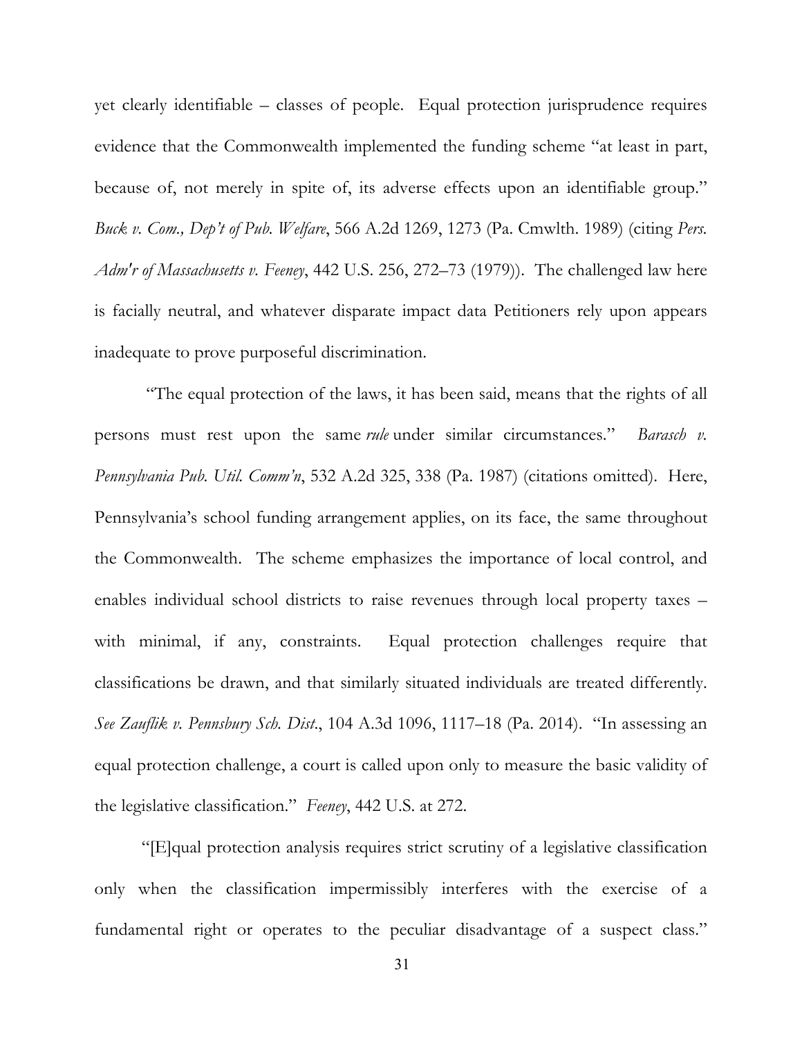yet clearly identifiable – classes of people. Equal protection jurisprudence requires evidence that the Commonwealth implemented the funding scheme "at least in part, because of, not merely in spite of, its adverse effects upon an identifiable group." *Buck v. Com., Dep't of Pub. Welfare*, 566 A.2d 1269, 1273 (Pa. Cmwlth. 1989) (citing *Pers. Adm'r of Massachusetts v. Feeney*, 442 U.S. 256, 272–73 (1979)). The challenged law here is facially neutral, and whatever disparate impact data Petitioners rely upon appears inadequate to prove purposeful discrimination.

"The equal protection of the laws, it has been said, means that the rights of all persons must rest upon the same *rule* under similar circumstances." *Barasch v. Pennsylvania Pub. Util. Comm'n*, 532 A.2d 325, 338 (Pa. 1987) (citations omitted). Here, Pennsylvania's school funding arrangement applies, on its face, the same throughout the Commonwealth. The scheme emphasizes the importance of local control, and enables individual school districts to raise revenues through local property taxes – with minimal, if any, constraints. Equal protection challenges require that classifications be drawn, and that similarly situated individuals are treated differently. *See Zauflik v. Pennsbury Sch. Dist.*, 104 A.3d 1096, 1117–18 (Pa. 2014). "In assessing an equal protection challenge, a court is called upon only to measure the basic validity of the legislative classification." *Feeney*, 442 U.S. at 272.

"[E]qual protection analysis requires strict scrutiny of a legislative classification only when the classification impermissibly interferes with the exercise of a fundamental right or operates to the peculiar disadvantage of a suspect class."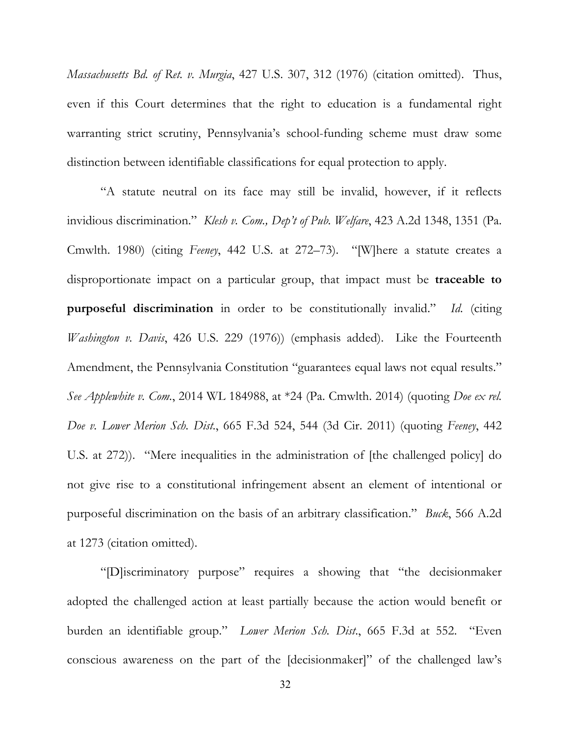*Massachusetts Bd. of Ret. v. Murgia*, 427 U.S. 307, 312 (1976) (citation omitted). Thus, even if this Court determines that the right to education is a fundamental right warranting strict scrutiny, Pennsylvania's school-funding scheme must draw some distinction between identifiable classifications for equal protection to apply.

"A statute neutral on its face may still be invalid, however, if it reflects invidious discrimination." *Klesh v. Com., Dep't of Pub. Welfare*, 423 A.2d 1348, 1351 (Pa. Cmwlth. 1980) (citing *Feeney*, 442 U.S. at 272–73). "[W]here a statute creates a disproportionate impact on a particular group, that impact must be **traceable to purposeful discrimination** in order to be constitutionally invalid." *Id.* (citing *Washington v. Davis*, 426 U.S. 229 (1976)) (emphasis added). Like the Fourteenth Amendment, the Pennsylvania Constitution "guarantees equal laws not equal results." *See Applewhite v. Com.*, 2014 WL 184988, at *24 (Pa. Cmwlth. 2014) (quoting *Doe ex rel. Doe v. Lower Merion Sch. Dist.*, 665 F.3d 524, 544 (3d Cir. 2011) (quoting *Feeney*, 442 U.S. at 272)). "Mere inequalities in the administration of [the challenged policy] do not give rise to a constitutional infringement absent an element of intentional or purposeful discrimination on the basis of an arbitrary classification." *Buck*, 566 A.2d at 1273 (citation omitted).

"[D]iscriminatory purpose" requires a showing that "the decisionmaker adopted the challenged action at least partially because the action would benefit or burden an identifiable group." *Lower Merion Sch. Dist.*, 665 F.3d at 552. "Even conscious awareness on the part of the [decisionmaker]" of the challenged law's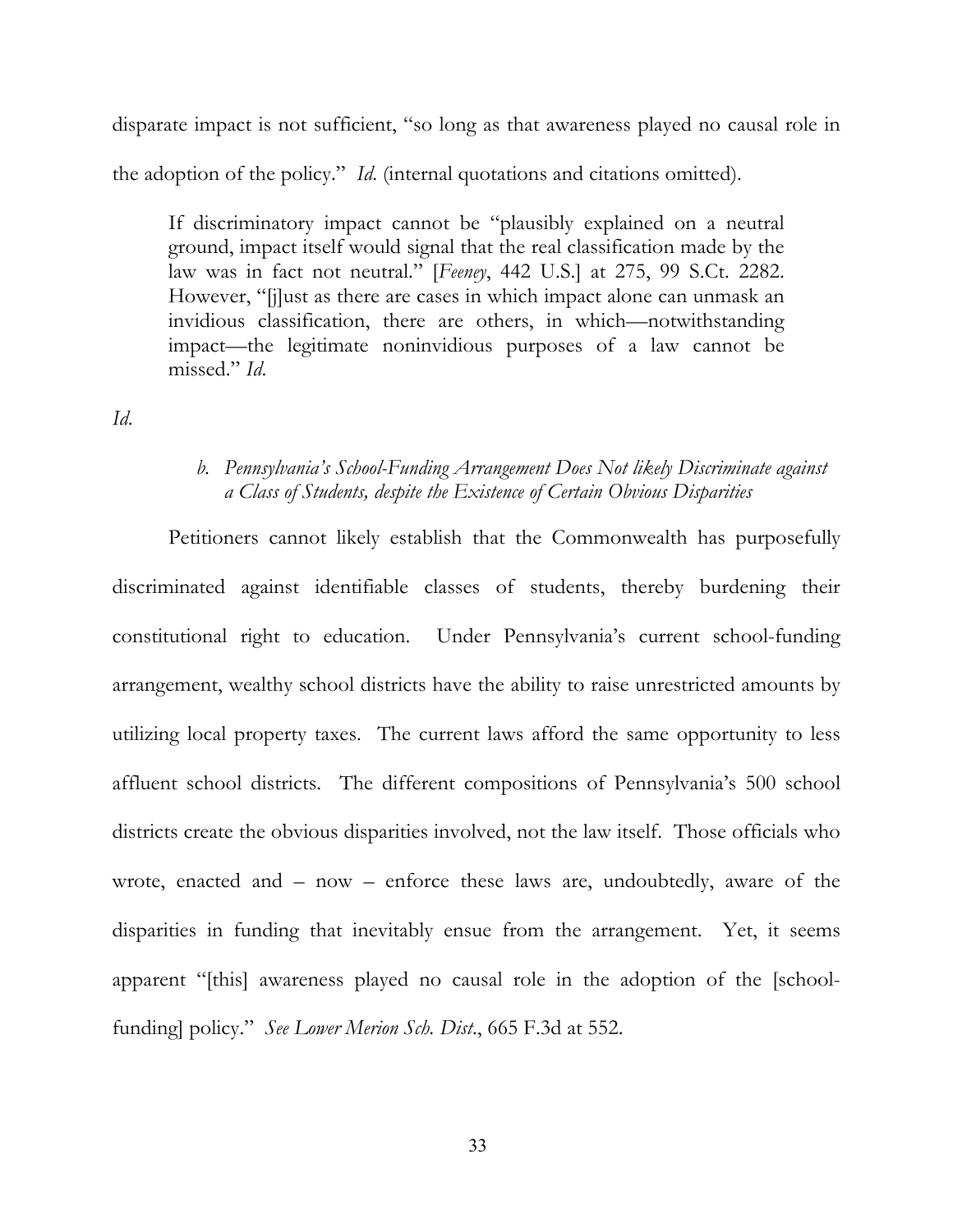disparate impact is not sufficient, "so long as that awareness played no causal role in the adoption of the policy." *Id.* (internal quotations and citations omitted).

> If discriminatory impact cannot be "plausibly explained on a neutral ground, impact itself would signal that the real classification made by the law was in fact not neutral." [*Feeney*, 442 U.S.] at 275, 99 S.Ct. 2282. However, "[j]ust as there are cases in which impact alone can unmask an invidious classification, there are others, in which—notwithstanding impact—the legitimate noninvidious purposes of a law cannot be missed." *Id.*

*Id.*

*b. Pennsylvania's School-Funding Arrangement Does Not likely Discriminate against a Class of Students, despite the Existence of Certain Obvious Disparities*

Petitioners cannot likely establish that the Commonwealth has purposefully discriminated against identifiable classes of students, thereby burdening their constitutional right to education. Under Pennsylvania's current school-funding arrangement, wealthy school districts have the ability to raise unrestricted amounts by utilizing local property taxes. The current laws afford the same opportunity to less affluent school districts. The different compositions of Pennsylvania's 500 school districts create the obvious disparities involved, not the law itself. Those officials who wrote, enacted and – now – enforce these laws are, undoubtedly, aware of the disparities in funding that inevitably ensue from the arrangement. Yet, it seems apparent "[this] awareness played no causal role in the adoption of the [school-funding] policy." *See Lower Merion Sch. Dist.*, 665 F.3d at 552.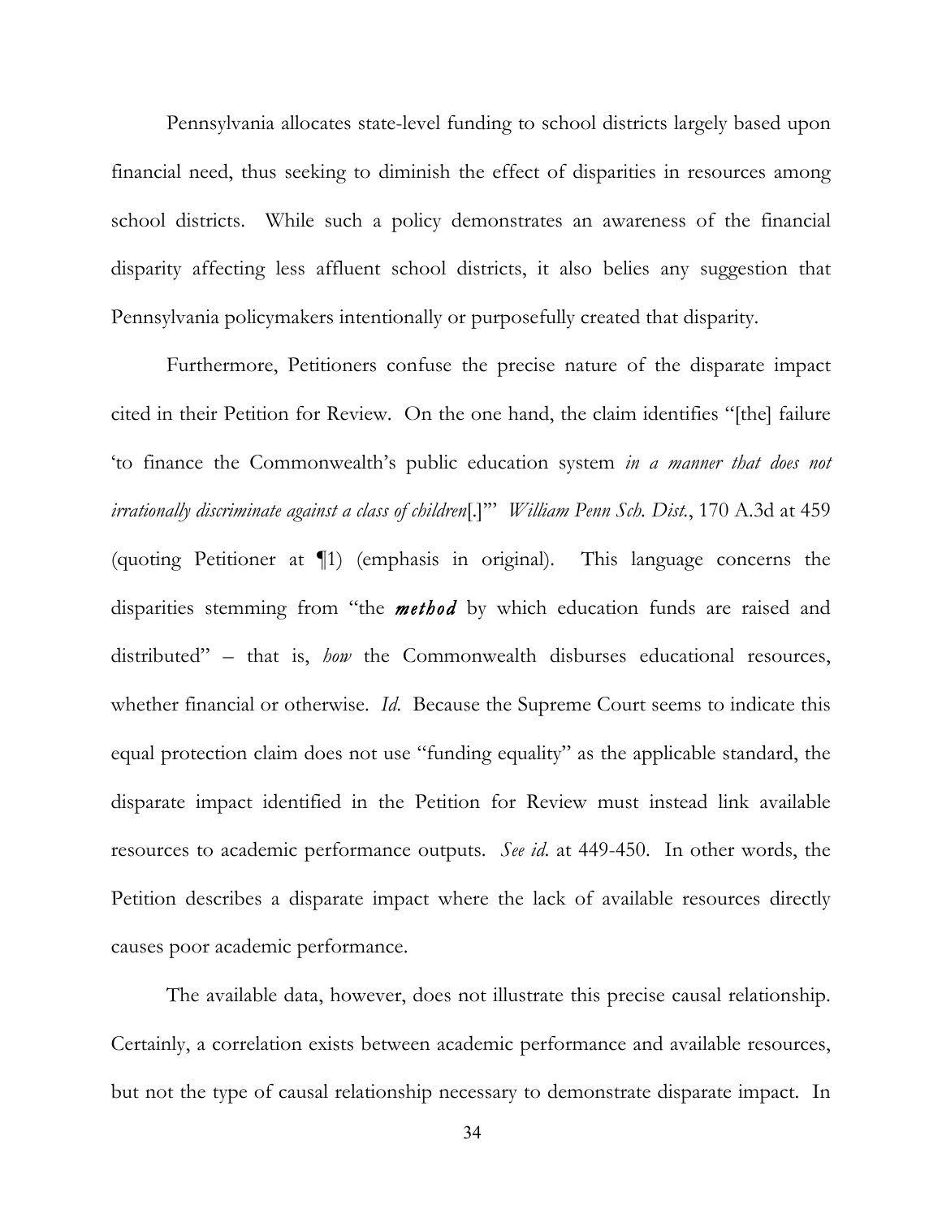Pennsylvania allocates state-level funding to school districts largely based upon financial need, thus seeking to diminish the effect of disparities in resources among school districts. While such a policy demonstrates an awareness of the financial disparity affecting less affluent school districts, it also belies any suggestion that Pennsylvania policymakers intentionally or purposefully created that disparity.

Furthermore, Petitioners confuse the precise nature of the disparate impact cited in their Petition for Review. On the one hand, the claim identifies "[the] failure 'to finance the Commonwealth's public education system *in a manner that does not irrationally discriminate against a class of children*[.]'" *William Penn Sch. Dist.*, 170 A.3d at 459 (quoting Petitioner at ¶1) (emphasis in original). This language concerns the disparities stemming from "the ***method*** by which education funds are raised and distributed" – that is, *how* the Commonwealth disburses educational resources, whether financial or otherwise. *Id.* Because the Supreme Court seems to indicate this equal protection claim does not use "funding equality" as the applicable standard, the disparate impact identified in the Petition for Review must instead link available resources to academic performance outputs. *See id.* at 449-450. In other words, the Petition describes a disparate impact where the lack of available resources directly causes poor academic performance.

The available data, however, does not illustrate this precise causal relationship. Certainly, a correlation exists between academic performance and available resources, but not the type of causal relationship necessary to demonstrate disparate impact. In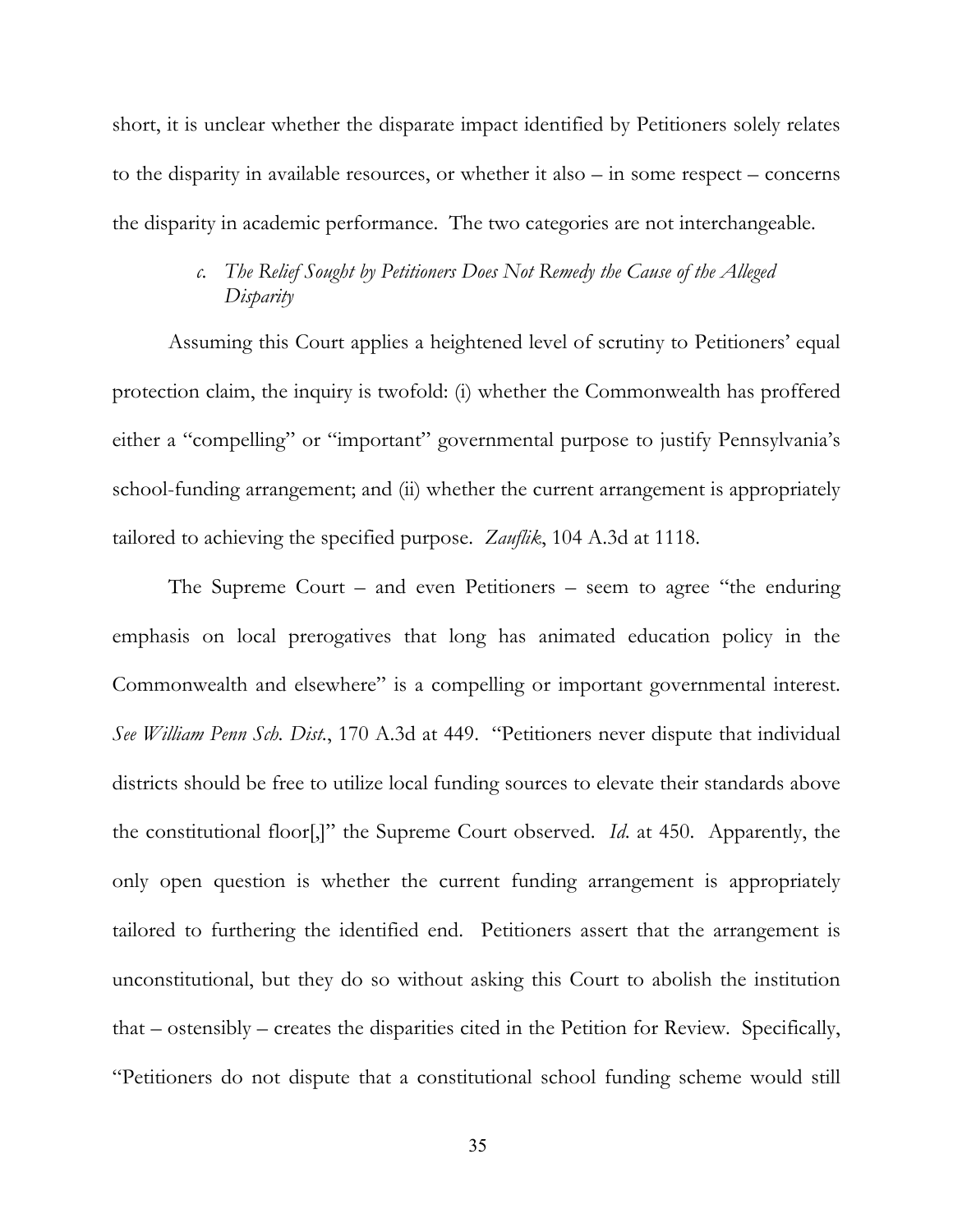short, it is unclear whether the disparate impact identified by Petitioners solely relates to the disparity in available resources, or whether it also – in some respect – concerns the disparity in academic performance. The two categories are not interchangeable.

#### *c. The Relief Sought by Petitioners Does Not Remedy the Cause of the Alleged Disparity*

Assuming this Court applies a heightened level of scrutiny to Petitioners' equal protection claim, the inquiry is twofold: (i) whether the Commonwealth has proffered either a "compelling" or "important" governmental purpose to justify Pennsylvania's school-funding arrangement; and (ii) whether the current arrangement is appropriately tailored to achieving the specified purpose. *Zauflik*, 104 A.3d at 1118.

The Supreme Court – and even Petitioners – seem to agree "the enduring emphasis on local prerogatives that long has animated education policy in the Commonwealth and elsewhere" is a compelling or important governmental interest. *See William Penn Sch. Dist.*, 170 A.3d at 449. "Petitioners never dispute that individual districts should be free to utilize local funding sources to elevate their standards above the constitutional floor[,]" the Supreme Court observed. *Id.* at 450. Apparently, the only open question is whether the current funding arrangement is appropriately tailored to furthering the identified end. Petitioners assert that the arrangement is unconstitutional, but they do so without asking this Court to abolish the institution that – ostensibly – creates the disparities cited in the Petition for Review. Specifically, "Petitioners do not dispute that a constitutional school funding scheme would still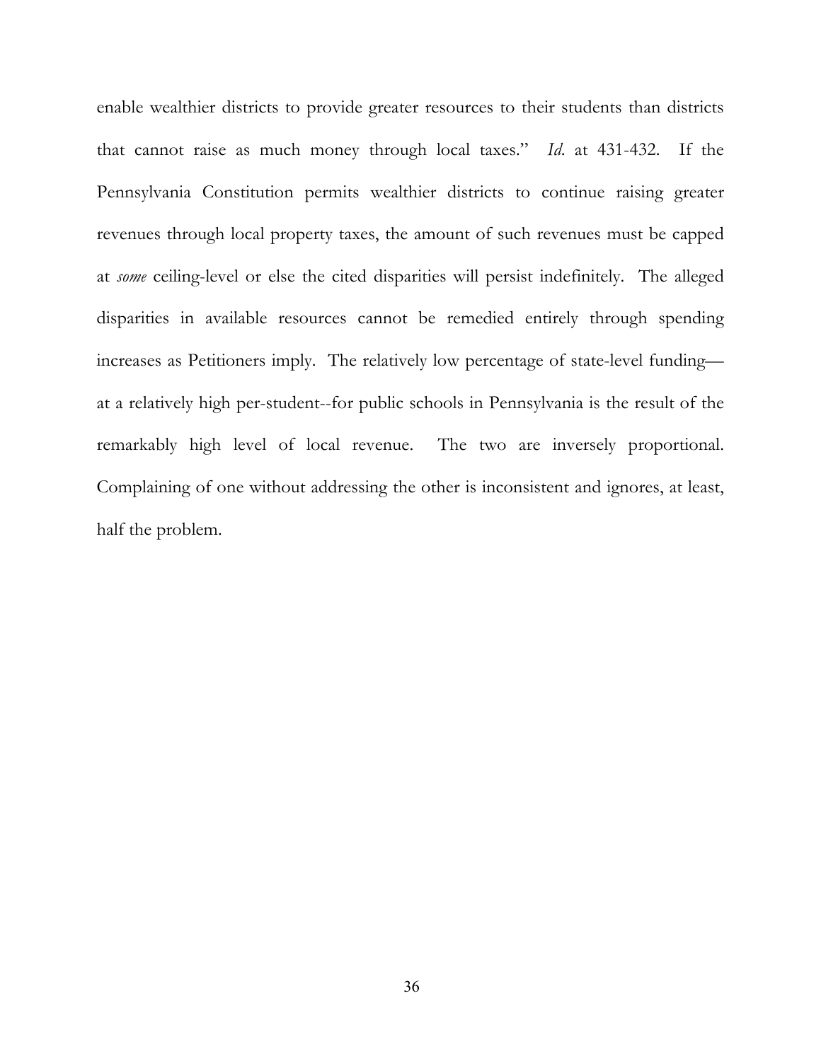enable wealthier districts to provide greater resources to their students than districts that cannot raise as much money through local taxes." *Id.* at 431-432. If the Pennsylvania Constitution permits wealthier districts to continue raising greater revenues through local property taxes, the amount of such revenues must be capped at *some* ceiling-level or else the cited disparities will persist indefinitely. The alleged disparities in available resources cannot be remedied entirely through spending increases as Petitioners imply. The relatively low percentage of state-level funding—at a relatively high per-student--for public schools in Pennsylvania is the result of the remarkably high level of local revenue. The two are inversely proportional. Complaining of one without addressing the other is inconsistent and ignores, at least, half the problem.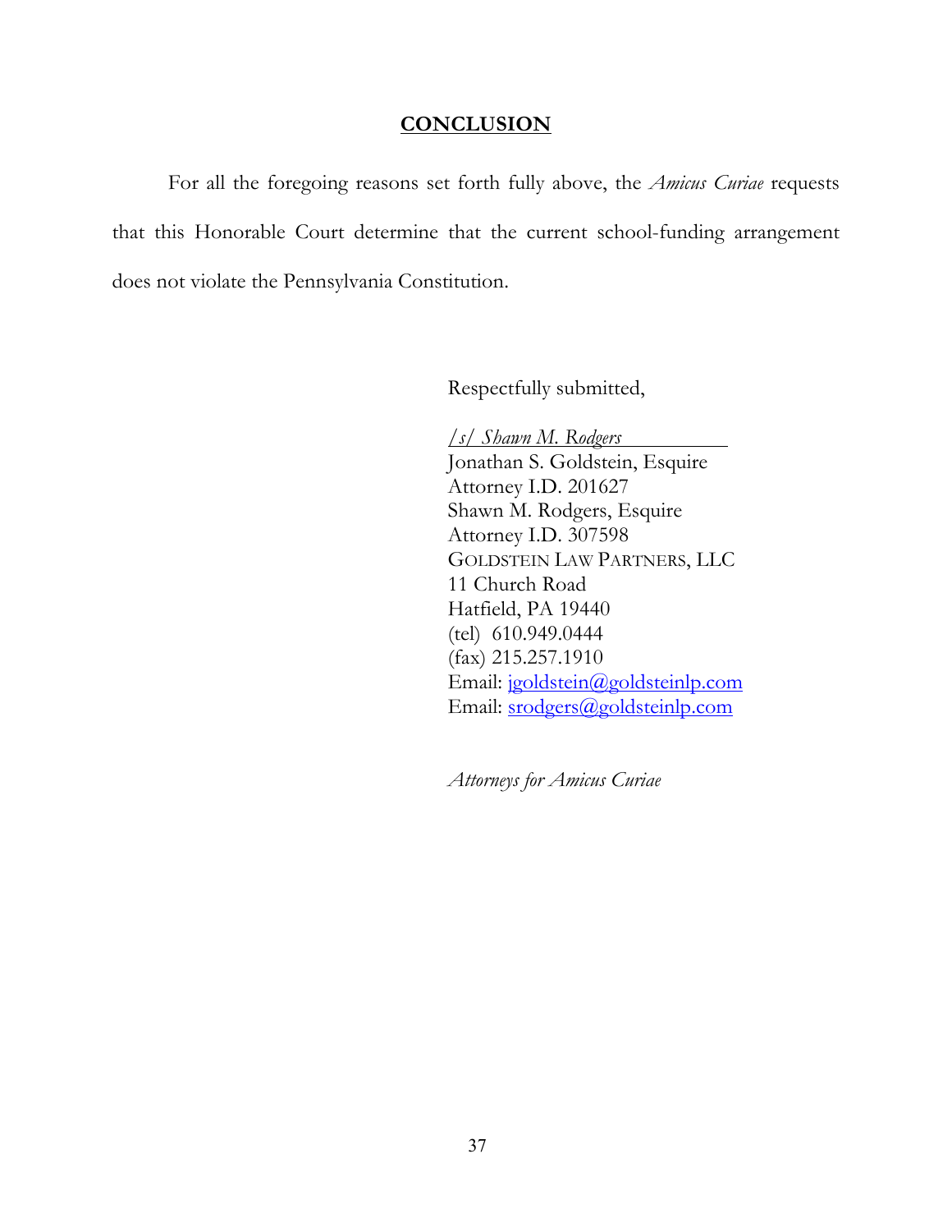## CONCLUSION

For all the foregoing reasons set forth fully above, the *Amicus Curiae* requests that this Honorable Court determine that the current school-funding arrangement does not violate the Pennsylvania Constitution.

Respectfully submitted,

*/s/ Shawn M. Rodgers*
Jonathan S. Goldstein, Esquire
Attorney I.D. 201627
Shawn M. Rodgers, Esquire
Attorney I.D. 307598
GOLDSTEIN LAW PARTNERS, LLC
11 Church Road
Hatfield, PA 19440
(tel) 610.949.0444
(fax) 215.257.1910
Email: jgoldstein@goldsteinlp.com
Email: srodgers@goldsteinlp.com

*Attorneys for Amicus Curiae*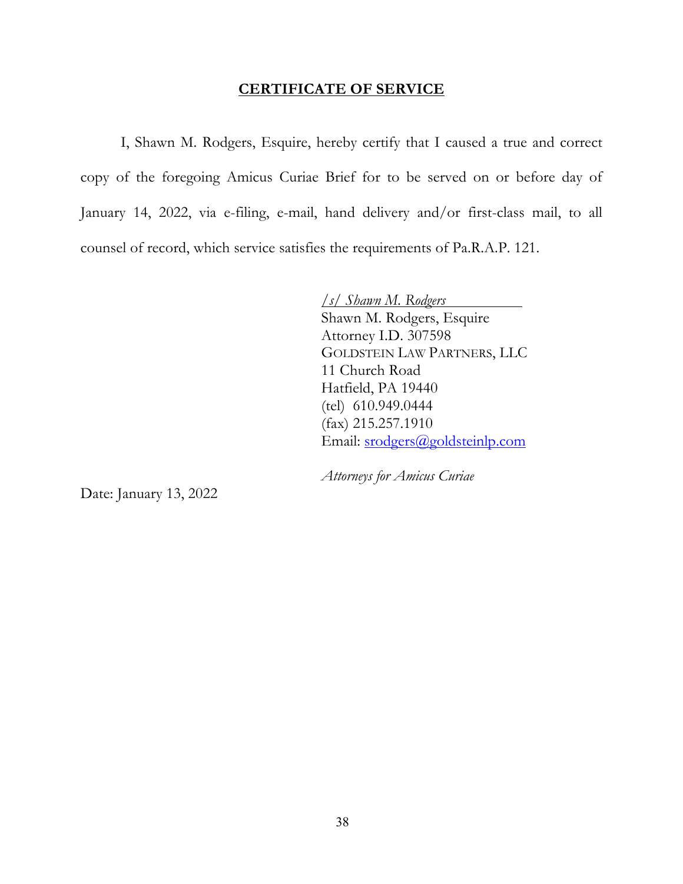## CERTIFICATE OF SERVICE

I, Shawn M. Rodgers, Esquire, hereby certify that I caused a true and correct copy of the foregoing Amicus Curiae Brief for to be served on or before day of January 14, 2022, via e-filing, e-mail, hand delivery and/or first-class mail, to all counsel of record, which service satisfies the requirements of Pa.R.A.P. 121.

*/s/ Shawn M. Rodgers*
Shawn M. Rodgers, Esquire
Attorney I.D. 307598
GOLDSTEIN LAW PARTNERS, LLC
11 Church Road
Hatfield, PA 19440
(tel) 610.949.0444
(fax) 215.257.1910
Email: srodgers@goldsteinlp.com

*Attorneys for Amicus Curiae*

Date: January 13, 2022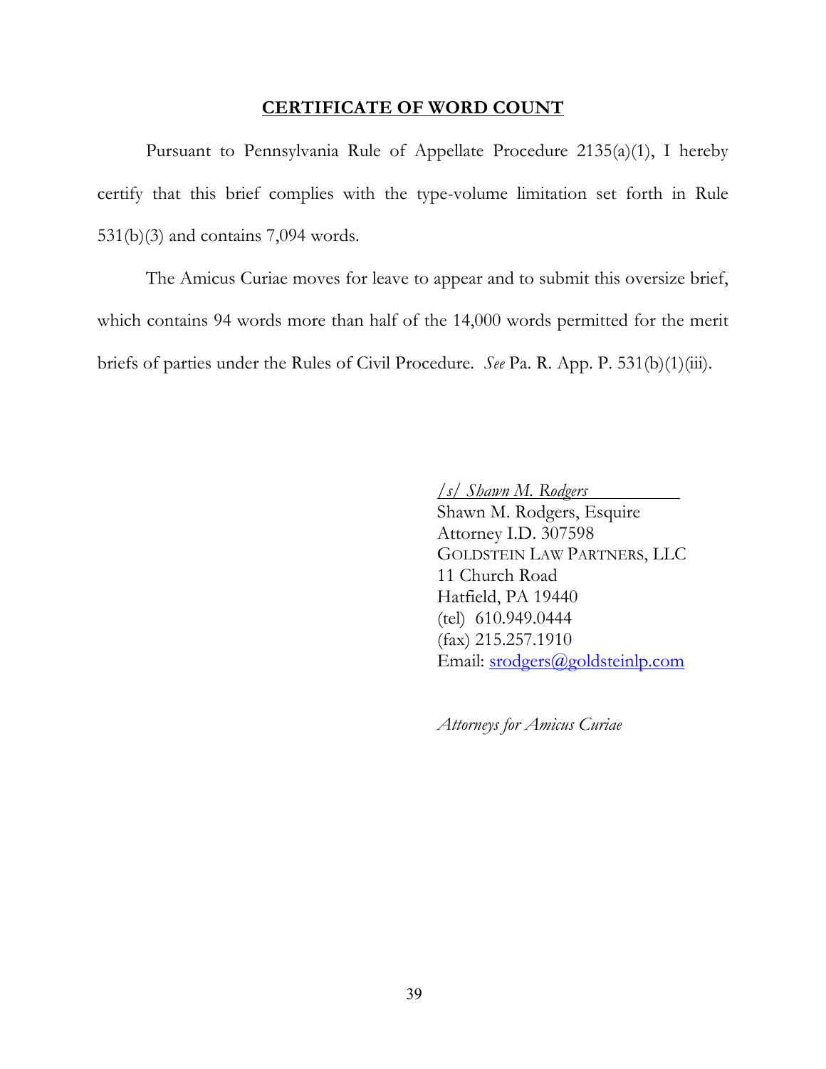## CERTIFICATE OF WORD COUNT

Pursuant to Pennsylvania Rule of Appellate Procedure 2135(a)(1), I hereby certify that this brief complies with the type-volume limitation set forth in Rule 531(b)(3) and contains 7,094 words.

The Amicus Curiae moves for leave to appear and to submit this oversize brief, which contains 94 words more than half of the 14,000 words permitted for the merit briefs of parties under the Rules of Civil Procedure. *See* Pa. R. App. P. 531(b)(1)(iii).

*/s/ Shawn M. Rodgers*
Shawn M. Rodgers, Esquire
Attorney I.D. 307598
GOLDSTEIN LAW PARTNERS, LLC
11 Church Road
Hatfield, PA 19440
(tel) 610.949.0444
(fax) 215.257.1910
Email: srodgers@goldsteinlp.com

*Attorneys for Amicus Curiae*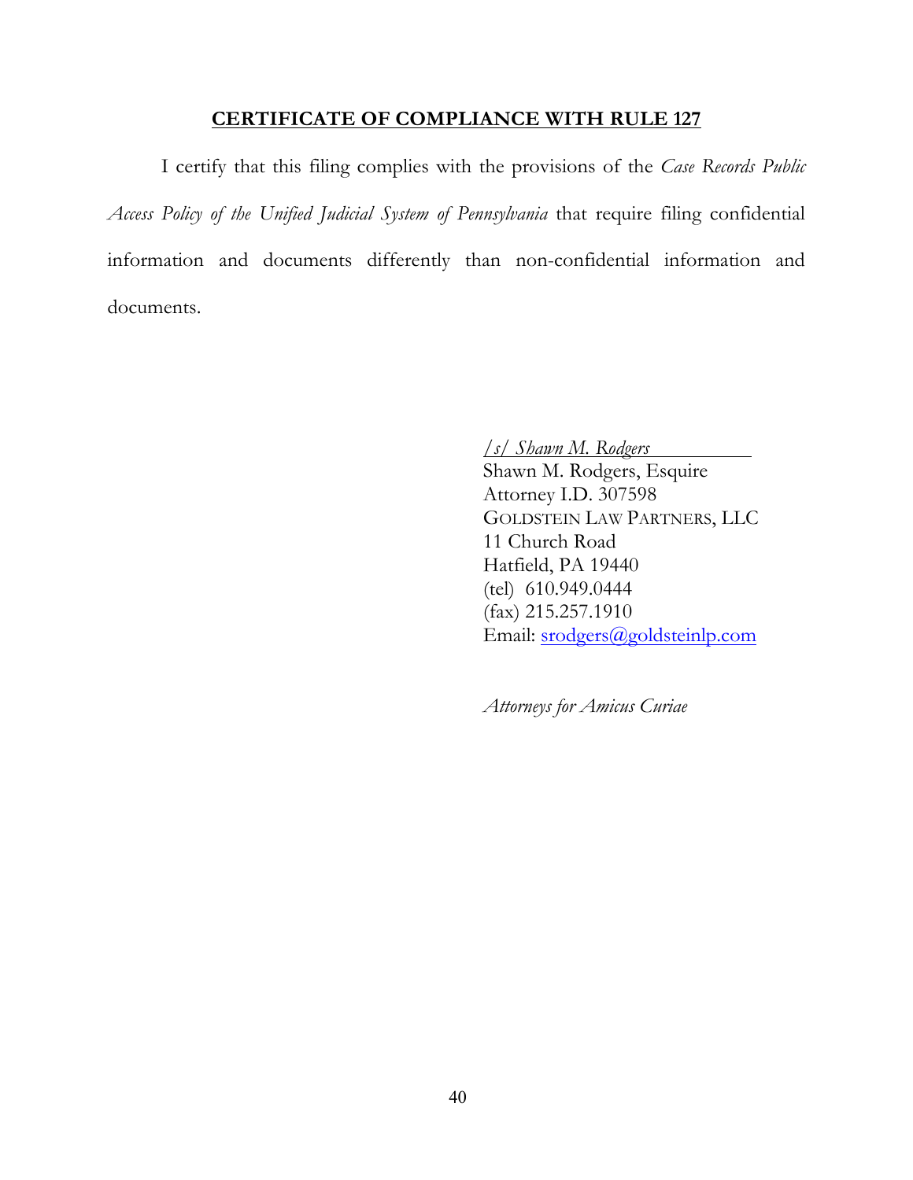## CERTIFICATE OF COMPLIANCE WITH RULE 127

I certify that this filing complies with the provisions of the *Case Records Public Access Policy of the Unified Judicial System of Pennsylvania* that require filing confidential information and documents differently than non-confidential information and documents.

*/s/ Shawn M. Rodgers*
Shawn M. Rodgers, Esquire
Attorney I.D. 307598
GOLDSTEIN LAW PARTNERS, LLC
11 Church Road
Hatfield, PA 19440
(tel) 610.949.0444
(fax) 215.257.1910
Email: srodgers@goldsteinlp.com

*Attorneys for Amicus Curiae*